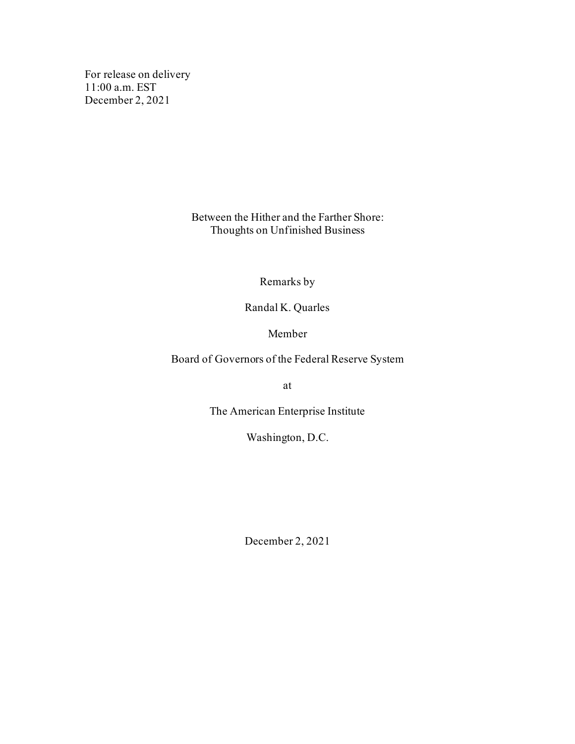For release on delivery
11:00 a.m. EST
December 2, 2021

# Between the Hither and the Farther Shore: Thoughts on Unfinished Business

Remarks by

Randal K. Quarles

Member

Board of Governors of the Federal Reserve System

at

The American Enterprise Institute

Washington, D.C.

December 2, 2021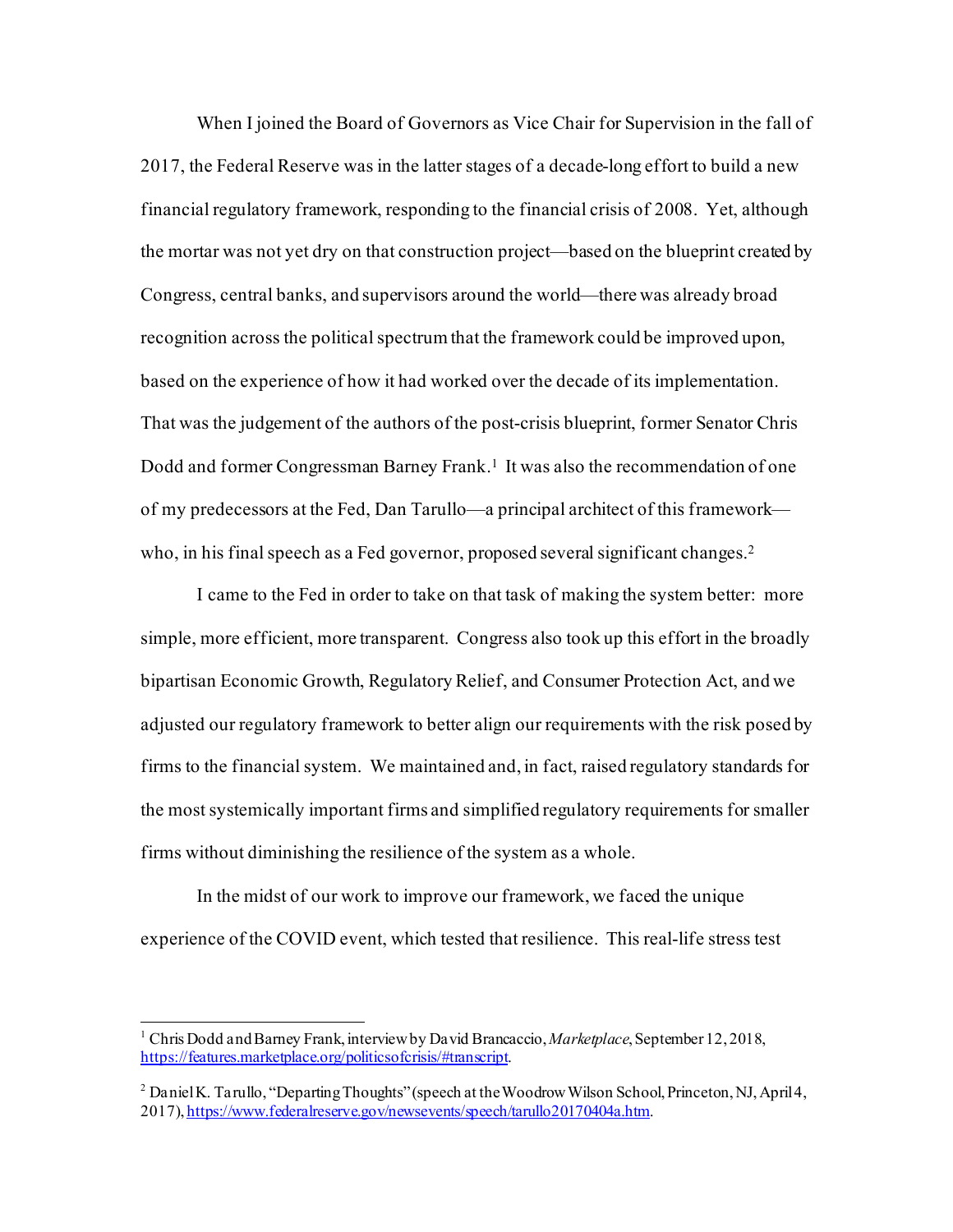When I joined the Board of Governors as Vice Chair for Supervision in the fall of 2017, the Federal Reserve was in the latter stages of a decade-long effort to build a new financial regulatory framework, responding to the financial crisis of 2008. Yet, although the mortar was not yet dry on that construction project—based on the blueprint created by Congress, central banks, and supervisors around the world—there was already broad recognition across the political spectrum that the framework could be improved upon, based on the experience of how it had worked over the decade of its implementation. That was the judgement of the authors of the post-crisis blueprint, former Senator Chris Dodd and former Congressman Barney Frank.[1] It was also the recommendation of one of my predecessors at the Fed, Dan Tarullo—a principal architect of this framework—who, in his final speech as a Fed governor, proposed several significant changes.[2]

I came to the Fed in order to take on that task of making the system better: more simple, more efficient, more transparent. Congress also took up this effort in the broadly bipartisan Economic Growth, Regulatory Relief, and Consumer Protection Act, and we adjusted our regulatory framework to better align our requirements with the risk posed by firms to the financial system. We maintained and, in fact, raised regulatory standards for the most systemically important firms and simplified regulatory requirements for smaller firms without diminishing the resilience of the system as a whole.

In the midst of our work to improve our framework, we faced the unique experience of the COVID event, which tested that resilience. This real-life stress test

---

[1] Chris Dodd and Barney Frank, interview by David Brancaccio, *Marketplace*, September 12, 2018, https://features.marketplace.org/politicsofcrisis/#transcript.

[2] Daniel K. Tarullo, "Departing Thoughts" (speech at the Woodrow Wilson School, Princeton, NJ, April 4, 2017), https://www.federalreserve.gov/newsevents/speech/tarullo20170404a.htm.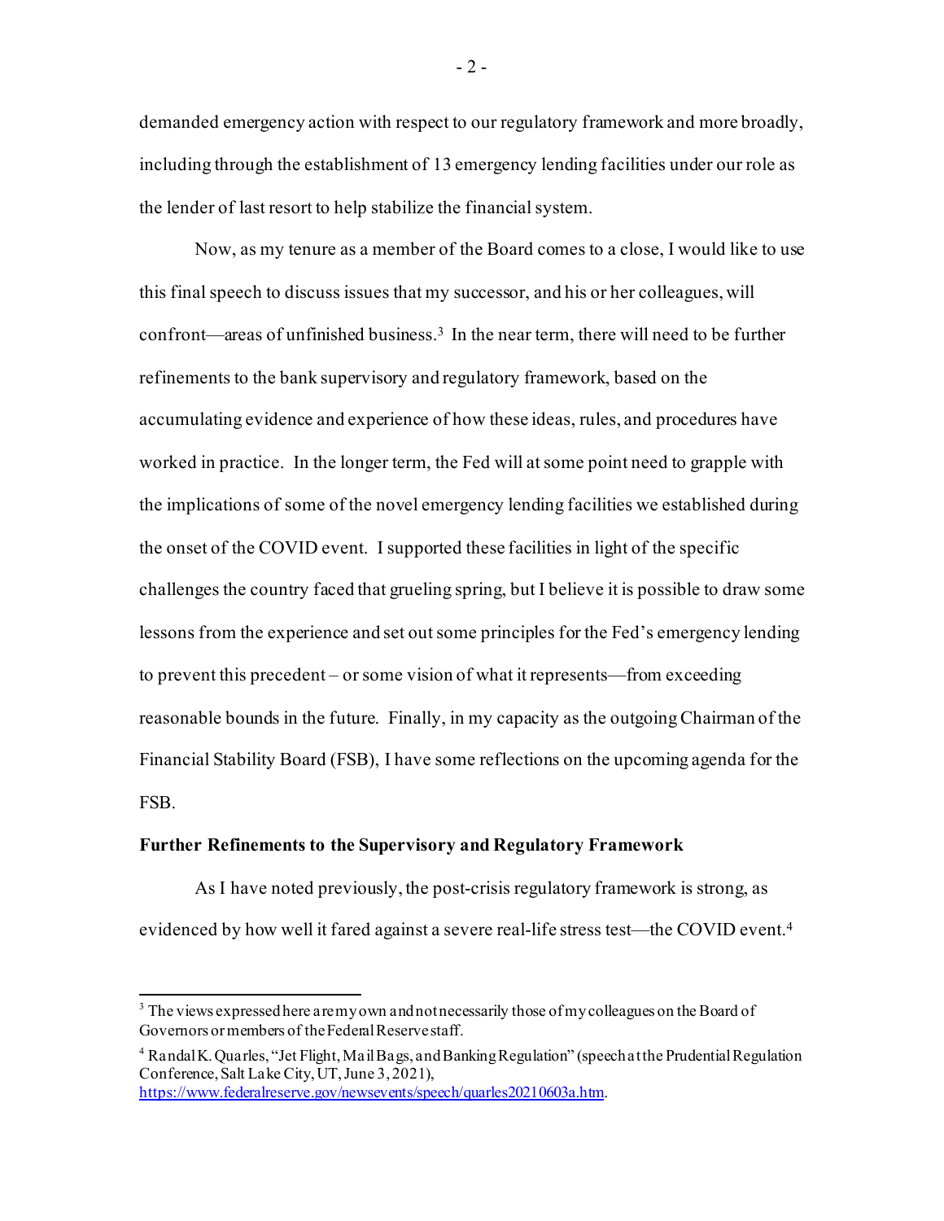demanded emergency action with respect to our regulatory framework and more broadly, including through the establishment of 13 emergency lending facilities under our role as the lender of last resort to help stabilize the financial system.

Now, as my tenure as a member of the Board comes to a close, I would like to use this final speech to discuss issues that my successor, and his or her colleagues, will confront—areas of unfinished business.[3] In the near term, there will need to be further refinements to the bank supervisory and regulatory framework, based on the accumulating evidence and experience of how these ideas, rules, and procedures have worked in practice. In the longer term, the Fed will at some point need to grapple with the implications of some of the novel emergency lending facilities we established during the onset of the COVID event. I supported these facilities in light of the specific challenges the country faced that grueling spring, but I believe it is possible to draw some lessons from the experience and set out some principles for the Fed's emergency lending to prevent this precedent – or some vision of what it represents—from exceeding reasonable bounds in the future. Finally, in my capacity as the outgoing Chairman of the Financial Stability Board (FSB), I have some reflections on the upcoming agenda for the FSB.

**Further Refinements to the Supervisory and Regulatory Framework**

As I have noted previously, the post-crisis regulatory framework is strong, as evidenced by how well it fared against a severe real-life stress test—the COVID event.[4]

---

[3] The views expressed here are my own and not necessarily those of my colleagues on the Board of Governors or members of the Federal Reserve staff.

[4] Randal K. Quarles, "Jet Flight, Mail Bags, and Banking Regulation" (speech at the Prudential Regulation Conference, Salt Lake City, UT, June 3, 2021), https://www.federalreserve.gov/newsevents/speech/quarles20210603a.htm.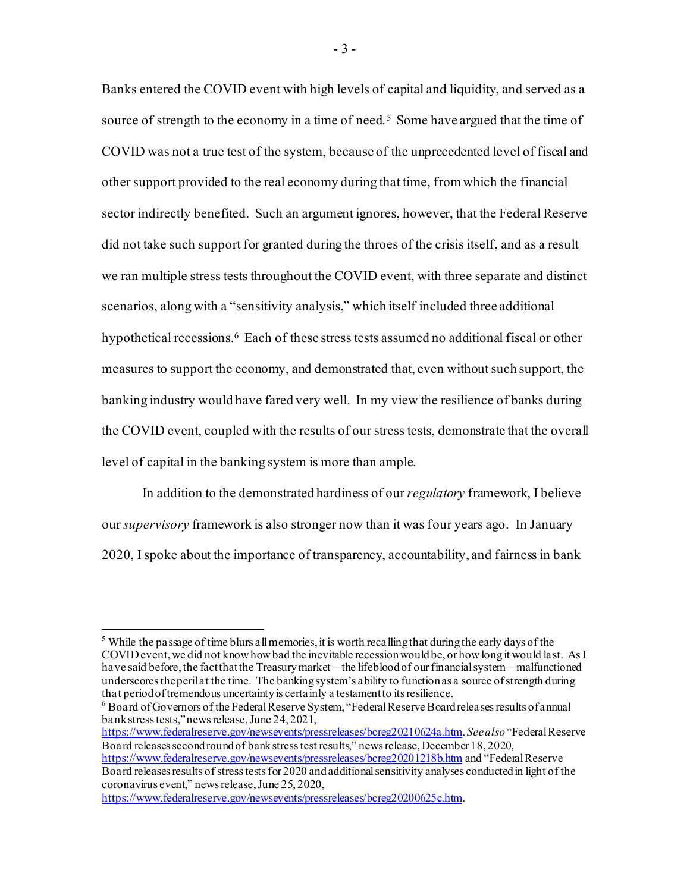Banks entered the COVID event with high levels of capital and liquidity, and served as a source of strength to the economy in a time of need.[5] Some have argued that the time of COVID was not a true test of the system, because of the unprecedented level of fiscal and other support provided to the real economy during that time, from which the financial sector indirectly benefited. Such an argument ignores, however, that the Federal Reserve did not take such support for granted during the throes of the crisis itself, and as a result we ran multiple stress tests throughout the COVID event, with three separate and distinct scenarios, along with a "sensitivity analysis," which itself included three additional hypothetical recessions.[6] Each of these stress tests assumed no additional fiscal or other measures to support the economy, and demonstrated that, even without such support, the banking industry would have fared very well. In my view the resilience of banks during the COVID event, coupled with the results of our stress tests, demonstrate that the overall level of capital in the banking system is more than ample.

In addition to the demonstrated hardiness of our *regulatory* framework, I believe our *supervisory* framework is also stronger now than it was four years ago. In January 2020, I spoke about the importance of transparency, accountability, and fairness in bank

---

[5] While the passage of time blurs all memories, it is worth recalling that during the early days of the COVID event, we did not know how bad the inevitable recession would be, or how long it would last. As I have said before, the fact that the Treasury market—the lifeblood of our financial system—malfunctioned underscores the peril at the time. The banking system's ability to function as a source of strength during that period of tremendous uncertainty is certainly a testament to its resilience.

[6] Board of Governors of the Federal Reserve System, "Federal Reserve Board releases results of annual bank stress tests," news release, June 24, 2021, https://www.federalreserve.gov/newsevents/pressreleases/bcreg20210624a.htm. *See also* "Federal Reserve Board releases second round of bank stress test results," news release, December 18, 2020, https://www.federalreserve.gov/newsevents/pressreleases/bcreg20201218b.htm and "Federal Reserve Board releases results of stress tests for 2020 and additional sensitivity analyses conducted in light of the coronavirus event," news release, June 25, 2020, https://www.federalreserve.gov/newsevents/pressreleases/bcreg20200625c.htm.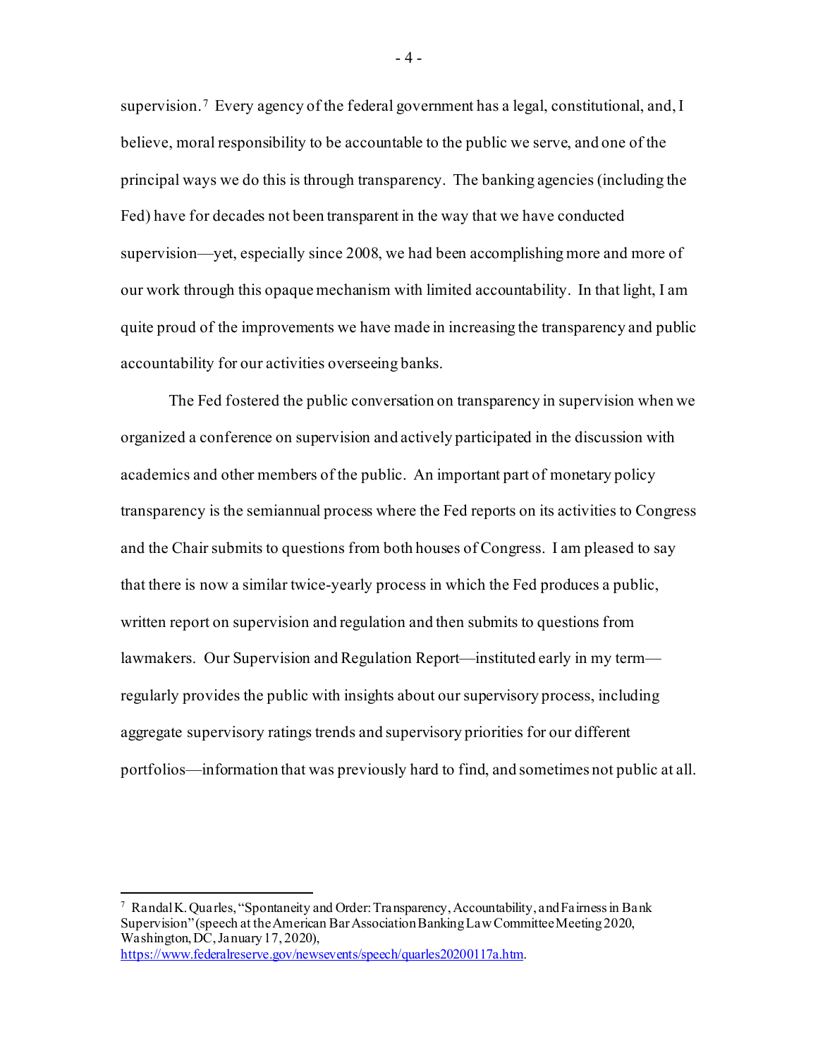supervision.[7] Every agency of the federal government has a legal, constitutional, and, I believe, moral responsibility to be accountable to the public we serve, and one of the principal ways we do this is through transparency. The banking agencies (including the Fed) have for decades not been transparent in the way that we have conducted supervision—yet, especially since 2008, we had been accomplishing more and more of our work through this opaque mechanism with limited accountability. In that light, I am quite proud of the improvements we have made in increasing the transparency and public accountability for our activities overseeing banks.

The Fed fostered the public conversation on transparency in supervision when we organized a conference on supervision and actively participated in the discussion with academics and other members of the public. An important part of monetary policy transparency is the semiannual process where the Fed reports on its activities to Congress and the Chair submits to questions from both houses of Congress. I am pleased to say that there is now a similar twice-yearly process in which the Fed produces a public, written report on supervision and regulation and then submits to questions from lawmakers. Our Supervision and Regulation Report—instituted early in my term—regularly provides the public with insights about our supervisory process, including aggregate supervisory ratings trends and supervisory priorities for our different portfolios—information that was previously hard to find, and sometimes not public at all.

---

[7] Randal K. Quarles, "Spontaneity and Order: Transparency, Accountability, and Fairness in Bank Supervision" (speech at the American Bar Association Banking Law Committee Meeting 2020, Washington, DC, January 17, 2020), https://www.federalreserve.gov/newsevents/speech/quarles20200117a.htm.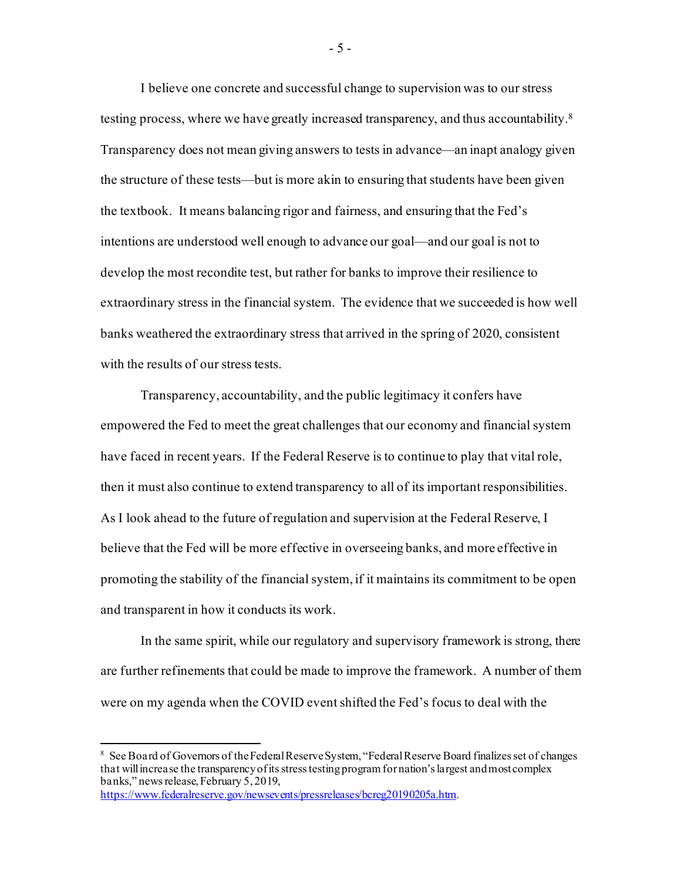I believe one concrete and successful change to supervision was to our stress testing process, where we have greatly increased transparency, and thus accountability.[8] Transparency does not mean giving answers to tests in advance—an inapt analogy given the structure of these tests—but is more akin to ensuring that students have been given the textbook. It means balancing rigor and fairness, and ensuring that the Fed's intentions are understood well enough to advance our goal—and our goal is not to develop the most recondite test, but rather for banks to improve their resilience to extraordinary stress in the financial system. The evidence that we succeeded is how well banks weathered the extraordinary stress that arrived in the spring of 2020, consistent with the results of our stress tests.

Transparency, accountability, and the public legitimacy it confers have empowered the Fed to meet the great challenges that our economy and financial system have faced in recent years. If the Federal Reserve is to continue to play that vital role, then it must also continue to extend transparency to all of its important responsibilities. As I look ahead to the future of regulation and supervision at the Federal Reserve, I believe that the Fed will be more effective in overseeing banks, and more effective in promoting the stability of the financial system, if it maintains its commitment to be open and transparent in how it conducts its work.

In the same spirit, while our regulatory and supervisory framework is strong, there are further refinements that could be made to improve the framework. A number of them were on my agenda when the COVID event shifted the Fed's focus to deal with the

---

[8] See Board of Governors of the Federal Reserve System, "Federal Reserve Board finalizes set of changes that will increase the transparency of its stress testing program for nation's largest and most complex banks," news release, February 5, 2019, https://www.federalreserve.gov/newsevents/pressreleases/bcreg20190205a.htm.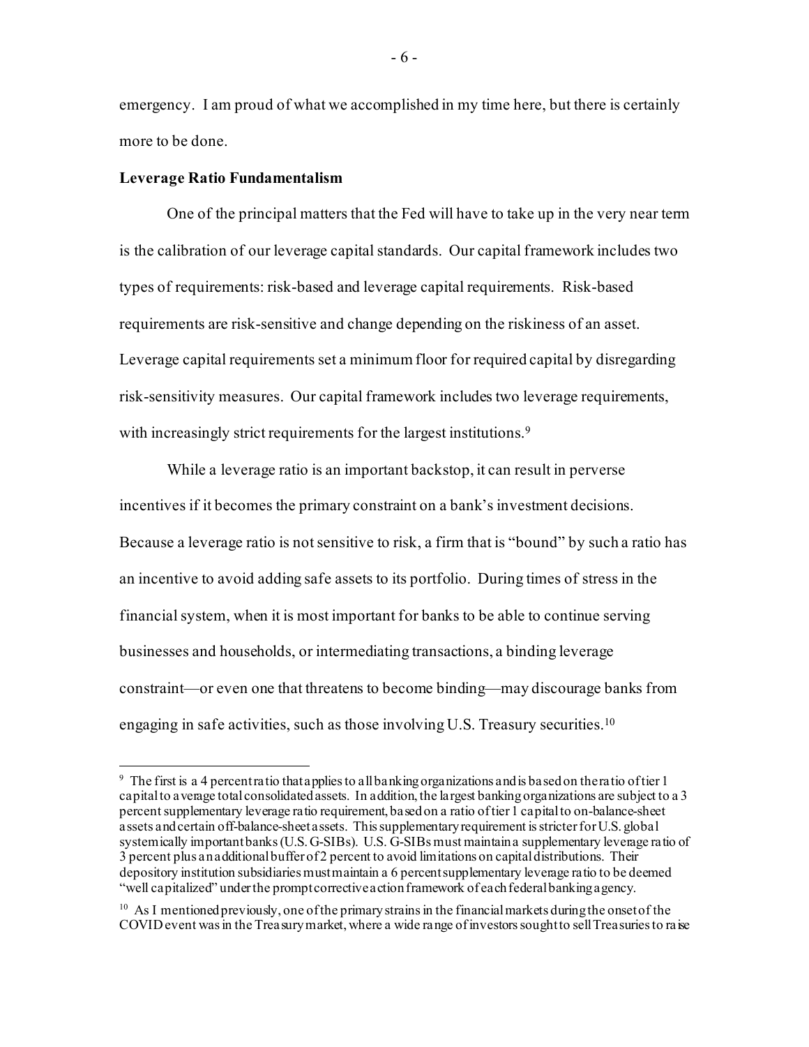emergency. I am proud of what we accomplished in my time here, but there is certainly more to be done.

**Leverage Ratio Fundamentalism**

One of the principal matters that the Fed will have to take up in the very near term is the calibration of our leverage capital standards. Our capital framework includes two types of requirements: risk-based and leverage capital requirements. Risk-based requirements are risk-sensitive and change depending on the riskiness of an asset. Leverage capital requirements set a minimum floor for required capital by disregarding risk-sensitivity measures. Our capital framework includes two leverage requirements, with increasingly strict requirements for the largest institutions.[9]

While a leverage ratio is an important backstop, it can result in perverse incentives if it becomes the primary constraint on a bank's investment decisions. Because a leverage ratio is not sensitive to risk, a firm that is "bound" by such a ratio has an incentive to avoid adding safe assets to its portfolio. During times of stress in the financial system, when it is most important for banks to be able to continue serving businesses and households, or intermediating transactions, a binding leverage constraint—or even one that threatens to become binding—may discourage banks from engaging in safe activities, such as those involving U.S. Treasury securities.[10]

---

[9] The first is a 4 percent ratio that applies to all banking organizations and is based on the ratio of tier 1 capital to average total consolidated assets. In addition, the largest banking organizations are subject to a 3 percent supplementary leverage ratio requirement, based on a ratio of tier 1 capital to on-balance-sheet assets and certain off-balance-sheet assets. This supplementary requirement is stricter for U.S. global systemically important banks (U.S. G-SIBs). U.S. G-SIBs must maintain a supplementary leverage ratio of 3 percent plus an additional buffer of 2 percent to avoid limitations on capital distributions. Their depository institution subsidiaries must maintain a 6 percent supplementary leverage ratio to be deemed "well capitalized" under the prompt corrective action framework of each federal banking agency.

[10] As I mentioned previously, one of the primary strains in the financial markets during the onset of the COVID event was in the Treasury market, where a wide range of investors sought to sell Treasuries to raise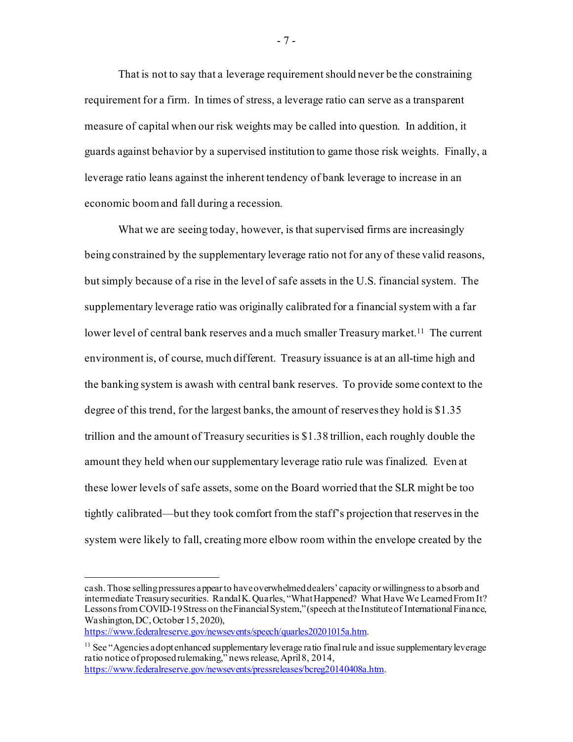That is not to say that a leverage requirement should never be the constraining requirement for a firm. In times of stress, a leverage ratio can serve as a transparent measure of capital when our risk weights may be called into question. In addition, it guards against behavior by a supervised institution to game those risk weights. Finally, a leverage ratio leans against the inherent tendency of bank leverage to increase in an economic boom and fall during a recession.

What we are seeing today, however, is that supervised firms are increasingly being constrained by the supplementary leverage ratio not for any of these valid reasons, but simply because of a rise in the level of safe assets in the U.S. financial system. The supplementary leverage ratio was originally calibrated for a financial system with a far lower level of central bank reserves and a much smaller Treasury market.[11] The current environment is, of course, much different. Treasury issuance is at an all-time high and the banking system is awash with central bank reserves. To provide some context to the degree of this trend, for the largest banks, the amount of reserves they hold is $1.35 trillion and the amount of Treasury securities is $1.38 trillion, each roughly double the amount they held when our supplementary leverage ratio rule was finalized. Even at these lower levels of safe assets, some on the Board worried that the SLR might be too tightly calibrated—but they took comfort from the staff's projection that reserves in the system were likely to fall, creating more elbow room within the envelope created by the

---

cash. Those selling pressures appear to have overwhelmed dealers' capacity or willingness to absorb and intermediate Treasury securities. Randal K. Quarles, "What Happened? What Have We Learned From It? Lessons from COVID-19 Stress on the Financial System," (speech at the Institute of International Finance, Washington, DC, October 15, 2020), https://www.federalreserve.gov/newsevents/speech/quarles20201015a.htm.

[11] See "Agencies adopt enhanced supplementary leverage ratio final rule and issue supplementary leverage ratio notice of proposed rulemaking," news release, April 8, 2014, https://www.federalreserve.gov/newsevents/pressreleases/bcreg20140408a.htm.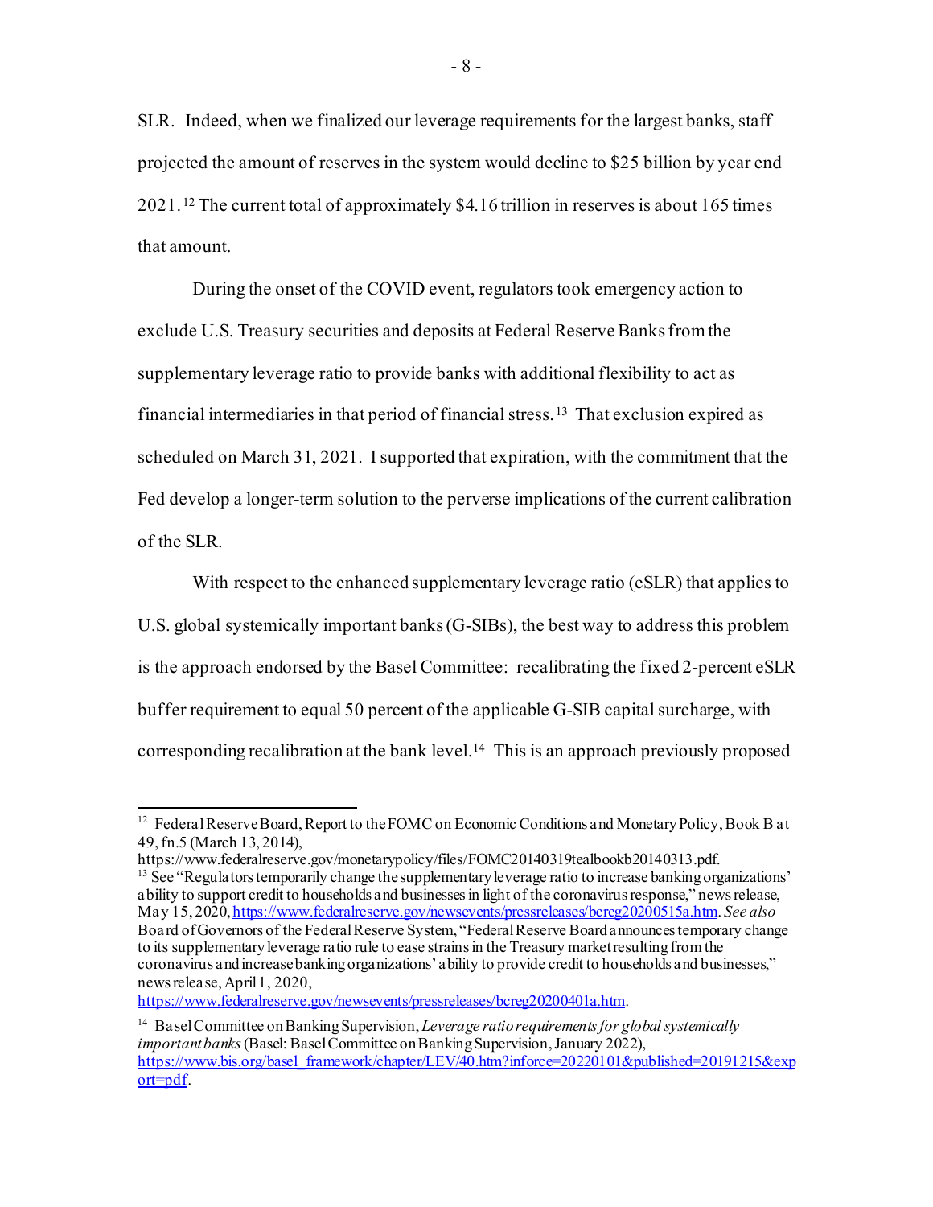SLR. Indeed, when we finalized our leverage requirements for the largest banks, staff projected the amount of reserves in the system would decline to $25 billion by year end 2021.[12] The current total of approximately $4.16 trillion in reserves is about 165 times that amount.

During the onset of the COVID event, regulators took emergency action to exclude U.S. Treasury securities and deposits at Federal Reserve Banks from the supplementary leverage ratio to provide banks with additional flexibility to act as financial intermediaries in that period of financial stress.[13] That exclusion expired as scheduled on March 31, 2021. I supported that expiration, with the commitment that the Fed develop a longer-term solution to the perverse implications of the current calibration of the SLR.

With respect to the enhanced supplementary leverage ratio (eSLR) that applies to U.S. global systemically important banks (G-SIBs), the best way to address this problem is the approach endorsed by the Basel Committee: recalibrating the fixed 2-percent eSLR buffer requirement to equal 50 percent of the applicable G-SIB capital surcharge, with corresponding recalibration at the bank level.[14] This is an approach previously proposed

---

[12] Federal Reserve Board, Report to the FOMC on Economic Conditions and Monetary Policy, Book B at 49, fn.5 (March 13, 2014), https://www.federalreserve.gov/monetarypolicy/files/FOMC20140319tealbookb20140313.pdf.

[13] See "Regulators temporarily change the supplementary leverage ratio to increase banking organizations' ability to support credit to households and businesses in light of the coronavirus response," news release, May 15, 2020, https://www.federalreserve.gov/newsevents/pressreleases/bcreg20200515a.htm. *See also* Board of Governors of the Federal Reserve System, "Federal Reserve Board announces temporary change to its supplementary leverage ratio rule to ease strains in the Treasury market resulting from the coronavirus and increase banking organizations' ability to provide credit to households and businesses," news release, April 1, 2020, https://www.federalreserve.gov/newsevents/pressreleases/bcreg20200401a.htm.

[14] Basel Committee on Banking Supervision, *Leverage ratio requirements for global systemically important banks* (Basel: Basel Committee on Banking Supervision, January 2022), https://www.bis.org/basel_framework/chapter/LEV/40.htm?inforce=20220101&published=20191215&export=pdf.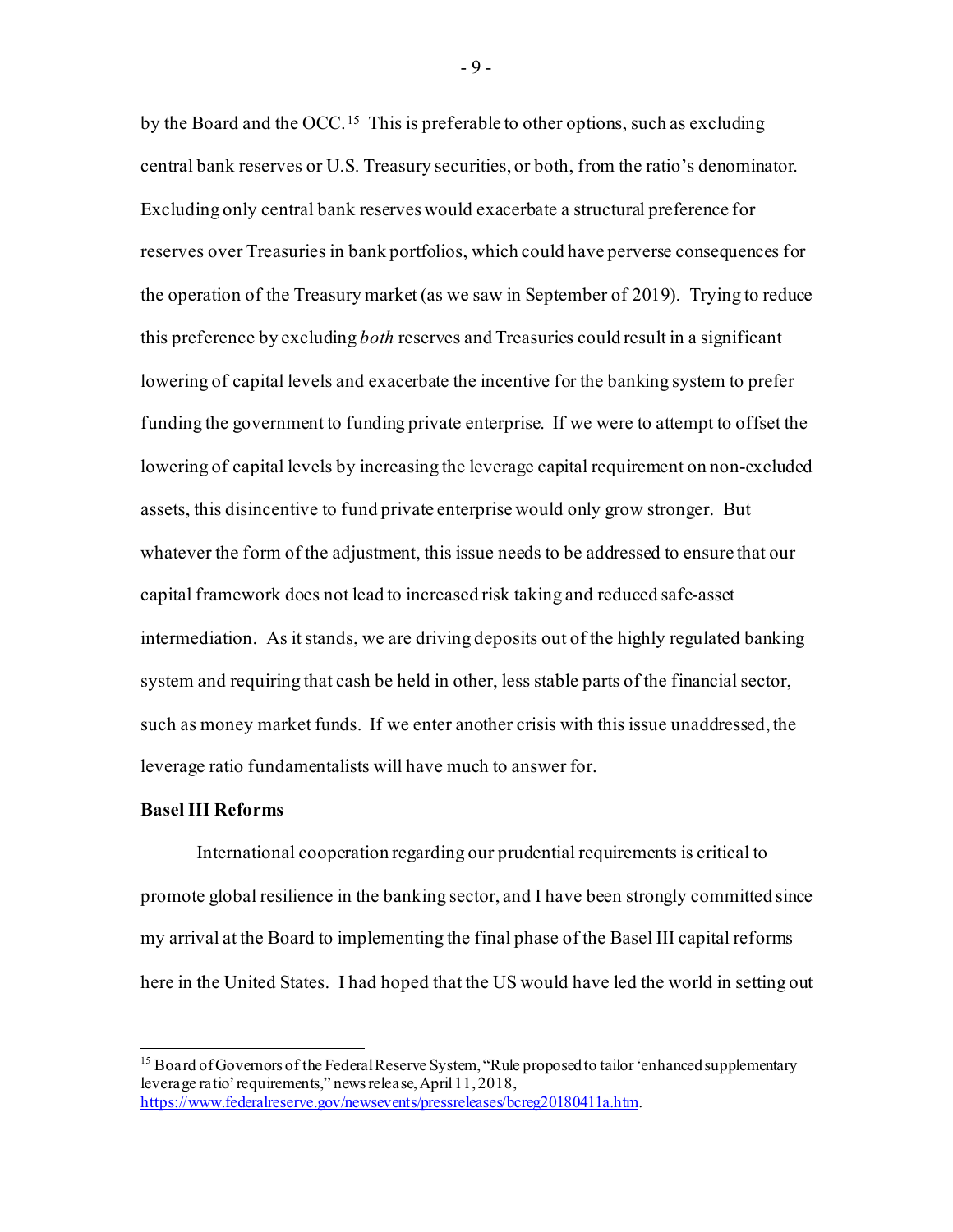by the Board and the OCC.[15] This is preferable to other options, such as excluding central bank reserves or U.S. Treasury securities, or both, from the ratio's denominator. Excluding only central bank reserves would exacerbate a structural preference for reserves over Treasuries in bank portfolios, which could have perverse consequences for the operation of the Treasury market (as we saw in September of 2019). Trying to reduce this preference by excluding *both* reserves and Treasuries could result in a significant lowering of capital levels and exacerbate the incentive for the banking system to prefer funding the government to funding private enterprise. If we were to attempt to offset the lowering of capital levels by increasing the leverage capital requirement on non-excluded assets, this disincentive to fund private enterprise would only grow stronger. But whatever the form of the adjustment, this issue needs to be addressed to ensure that our capital framework does not lead to increased risk taking and reduced safe-asset intermediation. As it stands, we are driving deposits out of the highly regulated banking system and requiring that cash be held in other, less stable parts of the financial sector, such as money market funds. If we enter another crisis with this issue unaddressed, the leverage ratio fundamentalists will have much to answer for.

**Basel III Reforms**

International cooperation regarding our prudential requirements is critical to promote global resilience in the banking sector, and I have been strongly committed since my arrival at the Board to implementing the final phase of the Basel III capital reforms here in the United States. I had hoped that the US would have led the world in setting out

---

[15] Board of Governors of the Federal Reserve System, "Rule proposed to tailor 'enhanced supplementary leverage ratio' requirements," news release, April 11, 2018, https://www.federalreserve.gov/newsevents/pressreleases/bcreg20180411a.htm.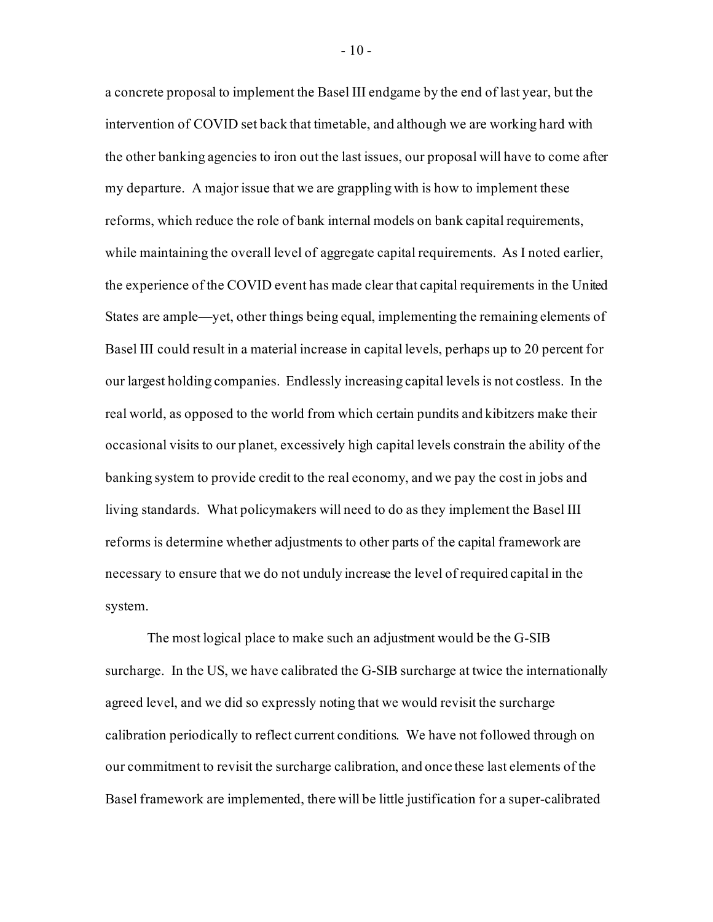a concrete proposal to implement the Basel III endgame by the end of last year, but the intervention of COVID set back that timetable, and although we are working hard with the other banking agencies to iron out the last issues, our proposal will have to come after my departure. A major issue that we are grappling with is how to implement these reforms, which reduce the role of bank internal models on bank capital requirements, while maintaining the overall level of aggregate capital requirements. As I noted earlier, the experience of the COVID event has made clear that capital requirements in the United States are ample—yet, other things being equal, implementing the remaining elements of Basel III could result in a material increase in capital levels, perhaps up to 20 percent for our largest holding companies. Endlessly increasing capital levels is not costless. In the real world, as opposed to the world from which certain pundits and kibitzers make their occasional visits to our planet, excessively high capital levels constrain the ability of the banking system to provide credit to the real economy, and we pay the cost in jobs and living standards. What policymakers will need to do as they implement the Basel III reforms is determine whether adjustments to other parts of the capital framework are necessary to ensure that we do not unduly increase the level of required capital in the system.

The most logical place to make such an adjustment would be the G-SIB surcharge. In the US, we have calibrated the G-SIB surcharge at twice the internationally agreed level, and we did so expressly noting that we would revisit the surcharge calibration periodically to reflect current conditions. We have not followed through on our commitment to revisit the surcharge calibration, and once these last elements of the Basel framework are implemented, there will be little justification for a super-calibrated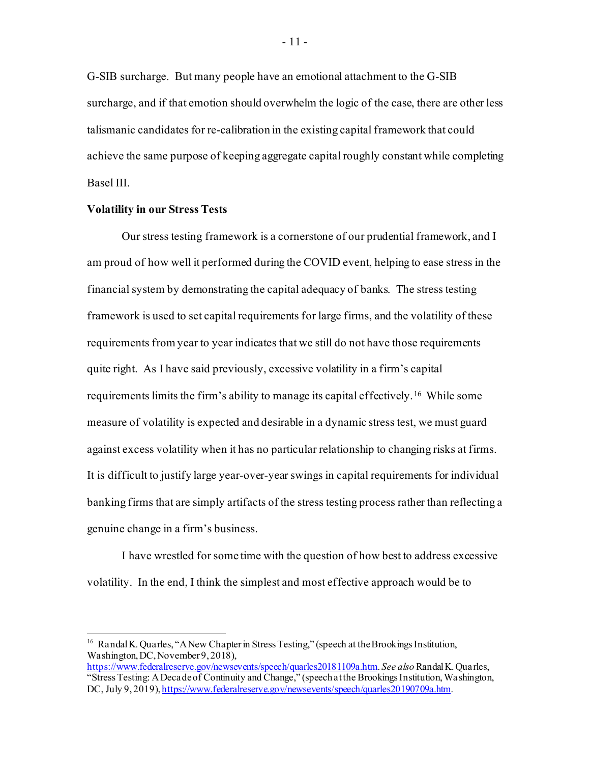G-SIB surcharge. But many people have an emotional attachment to the G-SIB surcharge, and if that emotion should overwhelm the logic of the case, there are other less talismanic candidates for re-calibration in the existing capital framework that could achieve the same purpose of keeping aggregate capital roughly constant while completing Basel III.

**Volatility in our Stress Tests**

Our stress testing framework is a cornerstone of our prudential framework, and I am proud of how well it performed during the COVID event, helping to ease stress in the financial system by demonstrating the capital adequacy of banks. The stress testing framework is used to set capital requirements for large firms, and the volatility of these requirements from year to year indicates that we still do not have those requirements quite right. As I have said previously, excessive volatility in a firm's capital requirements limits the firm's ability to manage its capital effectively.[16] While some measure of volatility is expected and desirable in a dynamic stress test, we must guard against excess volatility when it has no particular relationship to changing risks at firms. It is difficult to justify large year-over-year swings in capital requirements for individual banking firms that are simply artifacts of the stress testing process rather than reflecting a genuine change in a firm's business.

I have wrestled for some time with the question of how best to address excessive volatility. In the end, I think the simplest and most effective approach would be to

---

[16] Randal K. Quarles, "A New Chapter in Stress Testing," (speech at the Brookings Institution, Washington, DC, November 9, 2018), https://www.federalreserve.gov/newsevents/speech/quarles20181109a.htm. *See also* Randal K. Quarles, "Stress Testing: A Decade of Continuity and Change," (speech at the Brookings Institution, Washington, DC, July 9, 2019), https://www.federalreserve.gov/newsevents/speech/quarles20190709a.htm.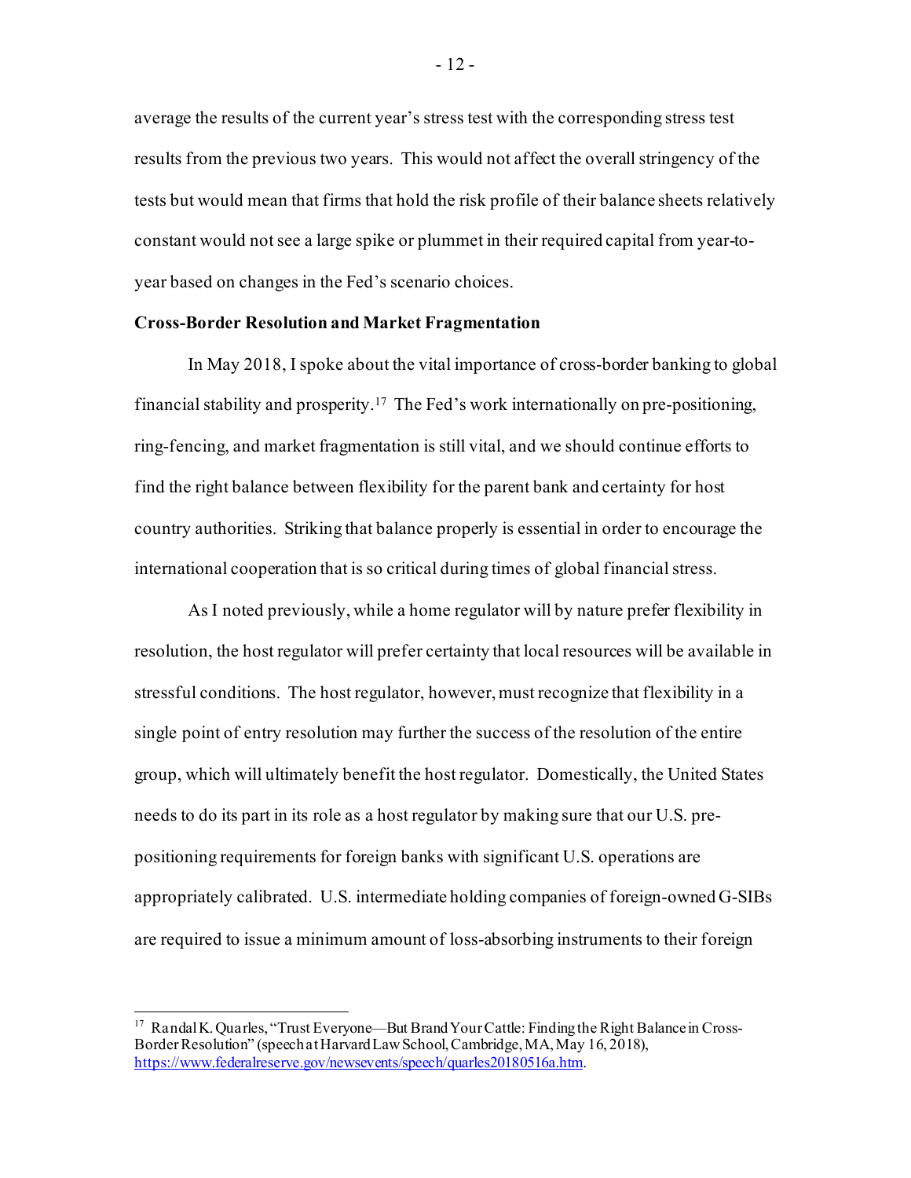average the results of the current year's stress test with the corresponding stress test results from the previous two years. This would not affect the overall stringency of the tests but would mean that firms that hold the risk profile of their balance sheets relatively constant would not see a large spike or plummet in their required capital from year-to-year based on changes in the Fed's scenario choices.

**Cross-Border Resolution and Market Fragmentation**

In May 2018, I spoke about the vital importance of cross-border banking to global financial stability and prosperity.[17] The Fed's work internationally on pre-positioning, ring-fencing, and market fragmentation is still vital, and we should continue efforts to find the right balance between flexibility for the parent bank and certainty for host country authorities. Striking that balance properly is essential in order to encourage the international cooperation that is so critical during times of global financial stress.

As I noted previously, while a home regulator will by nature prefer flexibility in resolution, the host regulator will prefer certainty that local resources will be available in stressful conditions. The host regulator, however, must recognize that flexibility in a single point of entry resolution may further the success of the resolution of the entire group, which will ultimately benefit the host regulator. Domestically, the United States needs to do its part in its role as a host regulator by making sure that our U.S. pre-positioning requirements for foreign banks with significant U.S. operations are appropriately calibrated. U.S. intermediate holding companies of foreign-owned G-SIBs are required to issue a minimum amount of loss-absorbing instruments to their foreign

---

[17] Randal K. Quarles, "Trust Everyone—But Brand Your Cattle: Finding the Right Balance in Cross-Border Resolution" (speech at Harvard Law School, Cambridge, MA, May 16, 2018), https://www.federalreserve.gov/newsevents/speech/quarles20180516a.htm.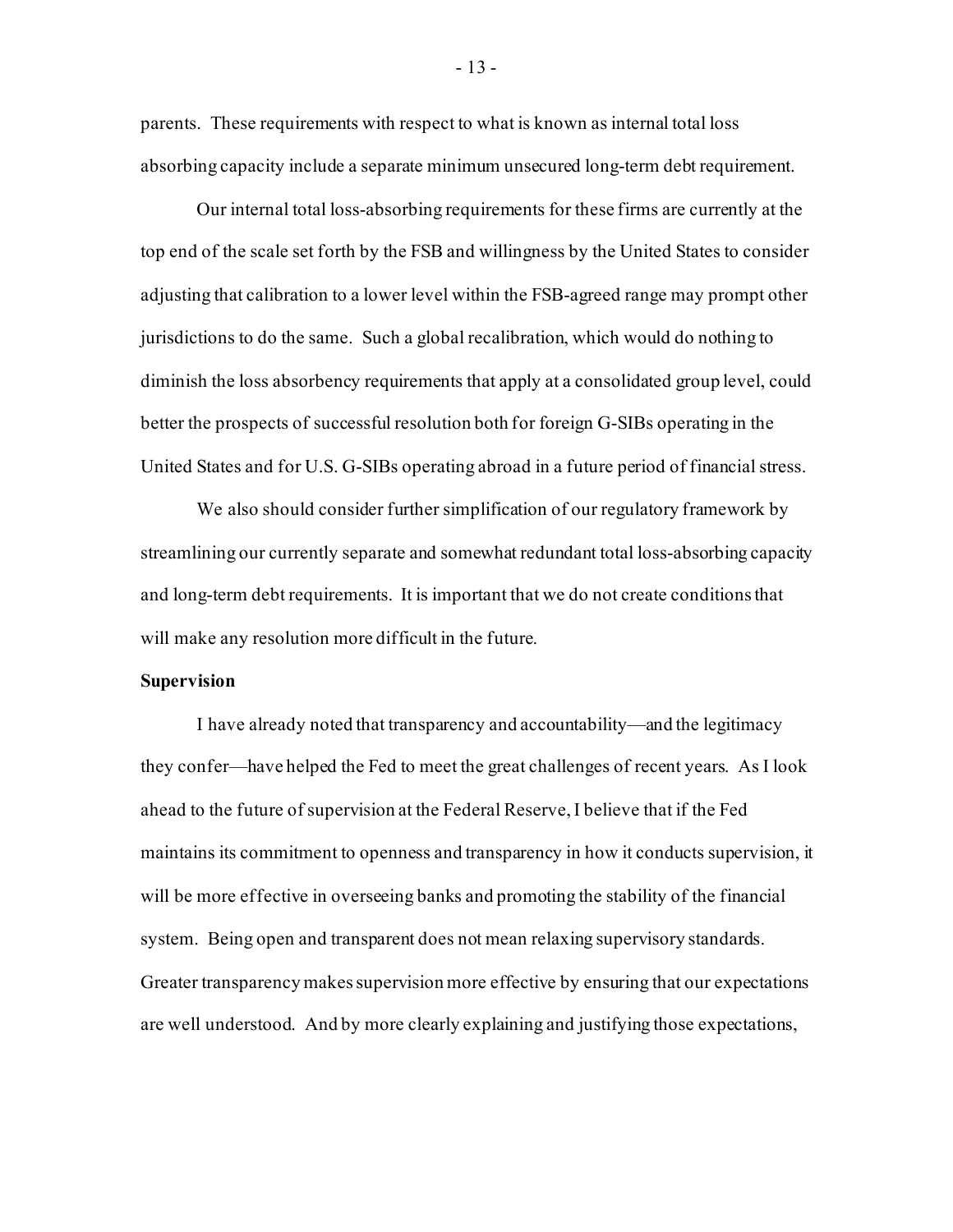parents. These requirements with respect to what is known as internal total loss absorbing capacity include a separate minimum unsecured long-term debt requirement.

Our internal total loss-absorbing requirements for these firms are currently at the top end of the scale set forth by the FSB and willingness by the United States to consider adjusting that calibration to a lower level within the FSB-agreed range may prompt other jurisdictions to do the same. Such a global recalibration, which would do nothing to diminish the loss absorbency requirements that apply at a consolidated group level, could better the prospects of successful resolution both for foreign G-SIBs operating in the United States and for U.S. G-SIBs operating abroad in a future period of financial stress.

We also should consider further simplification of our regulatory framework by streamlining our currently separate and somewhat redundant total loss-absorbing capacity and long-term debt requirements. It is important that we do not create conditions that will make any resolution more difficult in the future.

**Supervision**

I have already noted that transparency and accountability—and the legitimacy they confer—have helped the Fed to meet the great challenges of recent years. As I look ahead to the future of supervision at the Federal Reserve, I believe that if the Fed maintains its commitment to openness and transparency in how it conducts supervision, it will be more effective in overseeing banks and promoting the stability of the financial system. Being open and transparent does not mean relaxing supervisory standards. Greater transparency makes supervision more effective by ensuring that our expectations are well understood. And by more clearly explaining and justifying those expectations,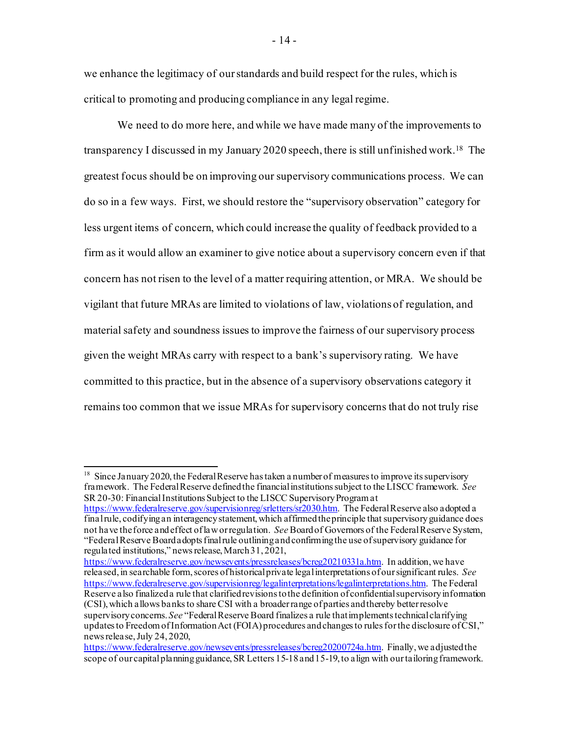we enhance the legitimacy of our standards and build respect for the rules, which is critical to promoting and producing compliance in any legal regime.

We need to do more here, and while we have made many of the improvements to transparency I discussed in my January 2020 speech, there is still unfinished work.[18] The greatest focus should be on improving our supervisory communications process. We can do so in a few ways. First, we should restore the "supervisory observation" category for less urgent items of concern, which could increase the quality of feedback provided to a firm as it would allow an examiner to give notice about a supervisory concern even if that concern has not risen to the level of a matter requiring attention, or MRA. We should be vigilant that future MRAs are limited to violations of law, violations of regulation, and material safety and soundness issues to improve the fairness of our supervisory process given the weight MRAs carry with respect to a bank's supervisory rating. We have committed to this practice, but in the absence of a supervisory observations category it remains too common that we issue MRAs for supervisory concerns that do not truly rise

---

[18] Since January 2020, the Federal Reserve has taken a number of measures to improve its supervisory framework. The Federal Reserve defined the financial institutions subject to the LISCC framework. *See* SR 20-30: Financial Institutions Subject to the LISCC Supervisory Program at https://www.federalreserve.gov/supervisionreg/srletters/sr2030.htm. The Federal Reserve also adopted a final rule, codifying an interagency statement, which affirmed the principle that supervisory guidance does not have the force and effect of law or regulation. *See* Board of Governors of the Federal Reserve System, "Federal Reserve Board adopts final rule outlining and confirming the use of supervisory guidance for regulated institutions," news release, March 31, 2021, https://www.federalreserve.gov/newsevents/pressreleases/bcreg20210331a.htm. In addition, we have released, in searchable form, scores of historical private legal interpretations of our significant rules. *See* https://www.federalreserve.gov/supervisionreg/legalinterpretations/legalinterpretations.htm. The Federal Reserve also finalized a rule that clarified revisions to the definition of confidential supervisory information (CSI), which allows banks to share CSI with a broader range of parties and thereby better resolve supervisory concerns. *See* "Federal Reserve Board finalizes a rule that implements technical clarifying updates to Freedom of Information Act (FOIA) procedures and changes to rules for the disclosure of CSI," news release, July 24, 2020, https://www.federalreserve.gov/newsevents/pressreleases/bcreg20200724a.htm. Finally, we adjusted the scope of our capital planning guidance, SR Letters 15-18 and 15-19, to align with our tailoring framework.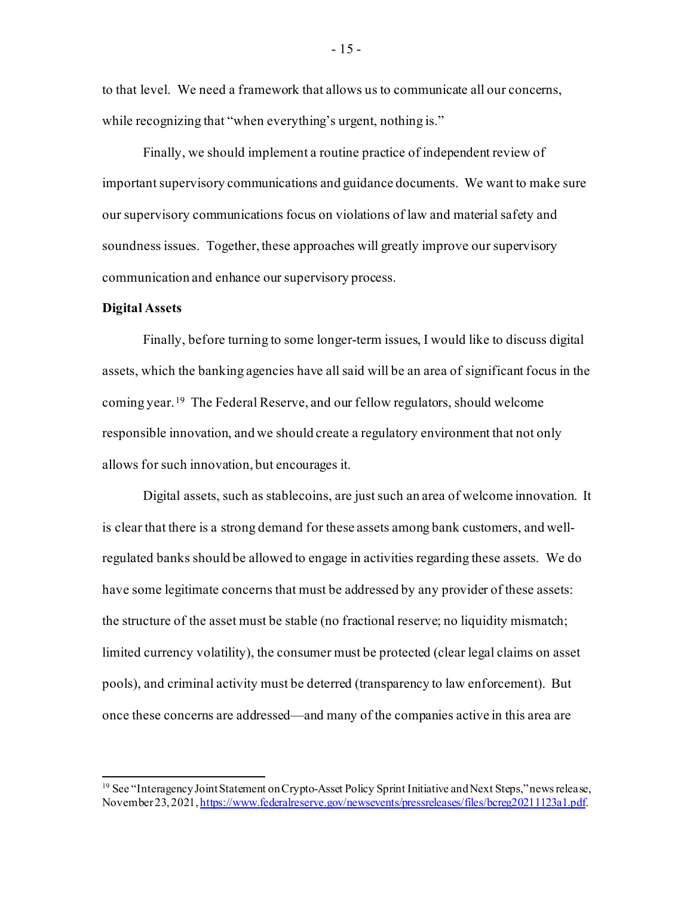to that level. We need a framework that allows us to communicate all our concerns, while recognizing that "when everything's urgent, nothing is."

Finally, we should implement a routine practice of independent review of important supervisory communications and guidance documents. We want to make sure our supervisory communications focus on violations of law and material safety and soundness issues. Together, these approaches will greatly improve our supervisory communication and enhance our supervisory process.

**Digital Assets**

Finally, before turning to some longer-term issues, I would like to discuss digital assets, which the banking agencies have all said will be an area of significant focus in the coming year.[19] The Federal Reserve, and our fellow regulators, should welcome responsible innovation, and we should create a regulatory environment that not only allows for such innovation, but encourages it.

Digital assets, such as stablecoins, are just such an area of welcome innovation. It is clear that there is a strong demand for these assets among bank customers, and well-regulated banks should be allowed to engage in activities regarding these assets. We do have some legitimate concerns that must be addressed by any provider of these assets: the structure of the asset must be stable (no fractional reserve; no liquidity mismatch; limited currency volatility), the consumer must be protected (clear legal claims on asset pools), and criminal activity must be deterred (transparency to law enforcement). But once these concerns are addressed—and many of the companies active in this area are

[19] See "Interagency Joint Statement on Crypto-Asset Policy Sprint Initiative and Next Steps," news release, November 23, 2021, https://www.federalreserve.gov/newsevents/pressreleases/files/bcreg20211123a1.pdf.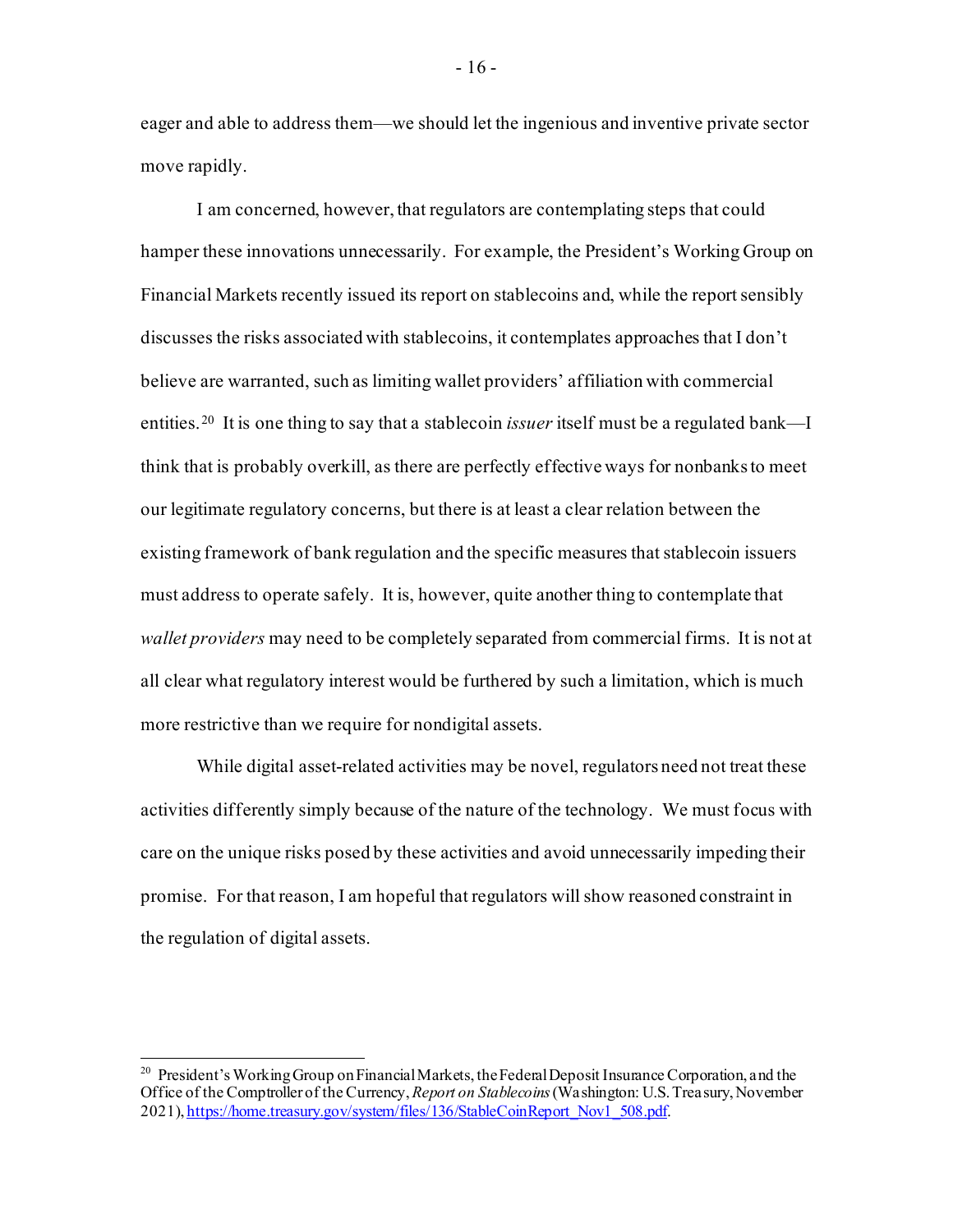eager and able to address them—we should let the ingenious and inventive private sector move rapidly.

I am concerned, however, that regulators are contemplating steps that could hamper these innovations unnecessarily. For example, the President's Working Group on Financial Markets recently issued its report on stablecoins and, while the report sensibly discusses the risks associated with stablecoins, it contemplates approaches that I don't believe are warranted, such as limiting wallet providers' affiliation with commercial entities.[20] It is one thing to say that a stablecoin *issuer* itself must be a regulated bank—I think that is probably overkill, as there are perfectly effective ways for nonbanks to meet our legitimate regulatory concerns, but there is at least a clear relation between the existing framework of bank regulation and the specific measures that stablecoin issuers must address to operate safely. It is, however, quite another thing to contemplate that *wallet providers* may need to be completely separated from commercial firms. It is not at all clear what regulatory interest would be furthered by such a limitation, which is much more restrictive than we require for nondigital assets.

While digital asset-related activities may be novel, regulators need not treat these activities differently simply because of the nature of the technology. We must focus with care on the unique risks posed by these activities and avoid unnecessarily impeding their promise. For that reason, I am hopeful that regulators will show reasoned constraint in the regulation of digital assets.

---

[20] President's Working Group on Financial Markets, the Federal Deposit Insurance Corporation, and the Office of the Comptroller of the Currency, *Report on Stablecoins* (Washington: U.S. Treasury, November 2021), https://home.treasury.gov/system/files/136/StableCoinReport_Nov1_508.pdf.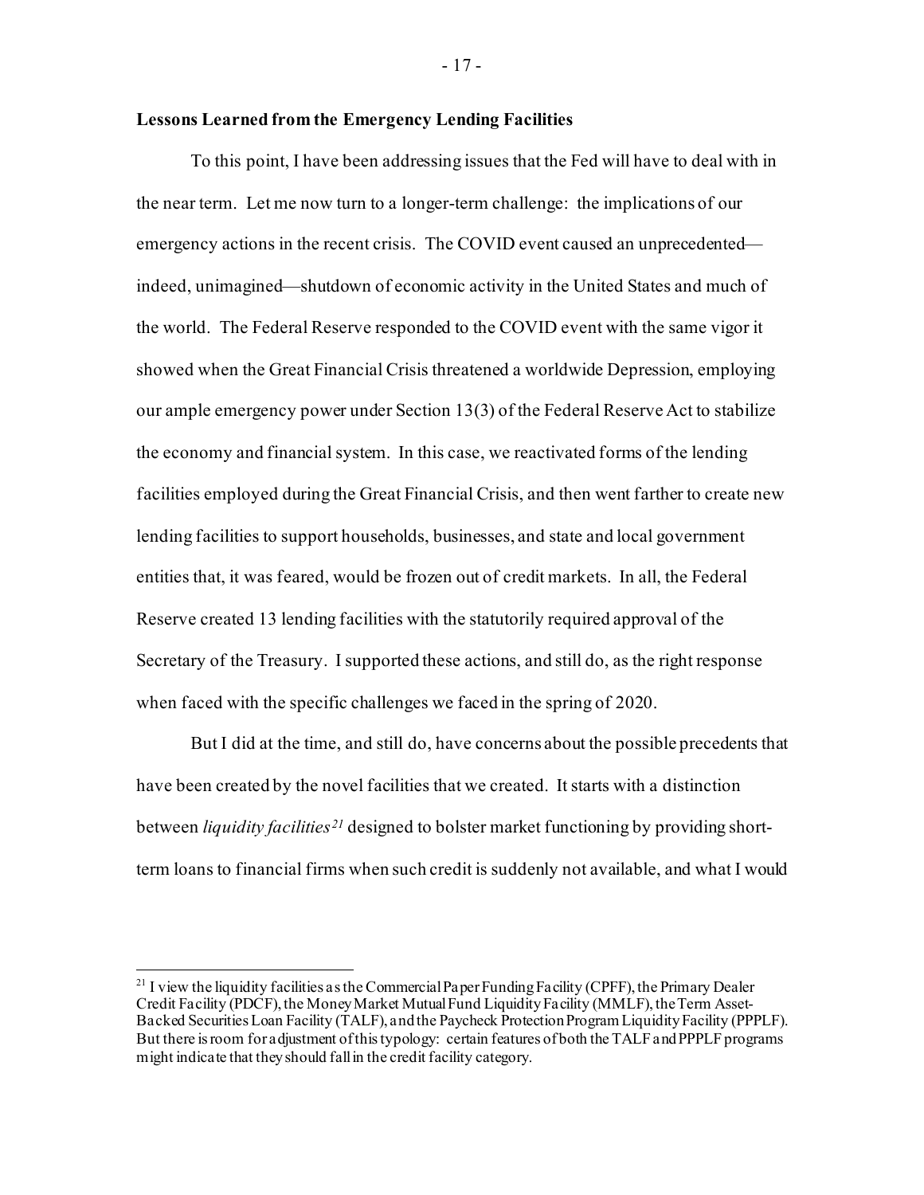**Lessons Learned from the Emergency Lending Facilities**

To this point, I have been addressing issues that the Fed will have to deal with in the near term. Let me now turn to a longer-term challenge: the implications of our emergency actions in the recent crisis. The COVID event caused an unprecedented—indeed, unimagined—shutdown of economic activity in the United States and much of the world. The Federal Reserve responded to the COVID event with the same vigor it showed when the Great Financial Crisis threatened a worldwide Depression, employing our ample emergency power under Section 13(3) of the Federal Reserve Act to stabilize the economy and financial system. In this case, we reactivated forms of the lending facilities employed during the Great Financial Crisis, and then went farther to create new lending facilities to support households, businesses, and state and local government entities that, it was feared, would be frozen out of credit markets. In all, the Federal Reserve created 13 lending facilities with the statutorily required approval of the Secretary of the Treasury. I supported these actions, and still do, as the right response when faced with the specific challenges we faced in the spring of 2020.

But I did at the time, and still do, have concerns about the possible precedents that have been created by the novel facilities that we created. It starts with a distinction between *liquidity facilities*[21] designed to bolster market functioning by providing short-term loans to financial firms when such credit is suddenly not available, and what I would

[21] I view the liquidity facilities as the Commercial Paper Funding Facility (CPFF), the Primary Dealer Credit Facility (PDCF), the Money Market Mutual Fund Liquidity Facility (MMLF), the Term Asset-Backed Securities Loan Facility (TALF), and the Paycheck Protection Program Liquidity Facility (PPPLF). But there is room for adjustment of this typology: certain features of both the TALF and PPPLF programs might indicate that they should fall in the credit facility category.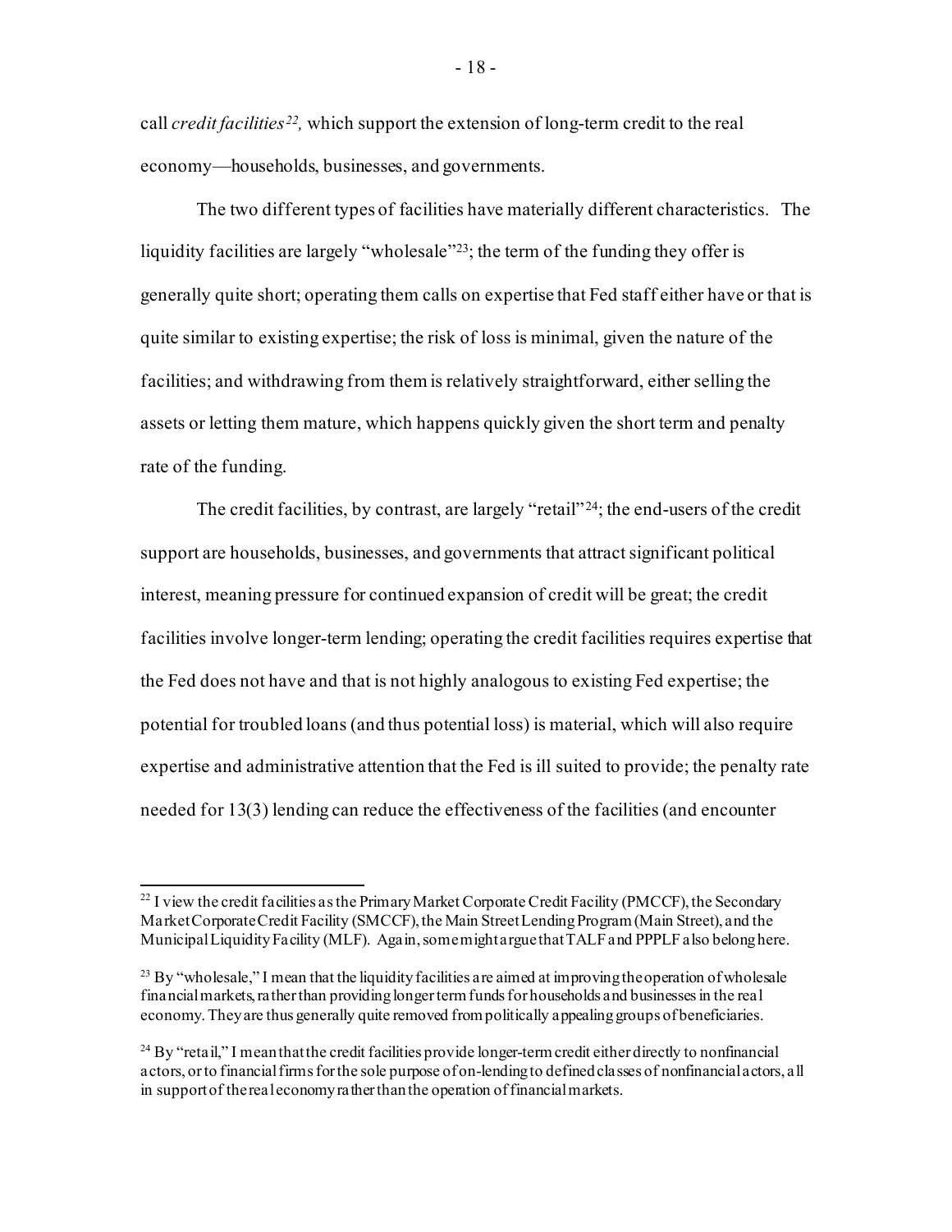call *credit facilities*[22], which support the extension of long-term credit to the real economy—households, businesses, and governments.

The two different types of facilities have materially different characteristics. The liquidity facilities are largely "wholesale"[23]; the term of the funding they offer is generally quite short; operating them calls on expertise that Fed staff either have or that is quite similar to existing expertise; the risk of loss is minimal, given the nature of the facilities; and withdrawing from them is relatively straightforward, either selling the assets or letting them mature, which happens quickly given the short term and penalty rate of the funding.

The credit facilities, by contrast, are largely "retail"[24]; the end-users of the credit support are households, businesses, and governments that attract significant political interest, meaning pressure for continued expansion of credit will be great; the credit facilities involve longer-term lending; operating the credit facilities requires expertise that the Fed does not have and that is not highly analogous to existing Fed expertise; the potential for troubled loans (and thus potential loss) is material, which will also require expertise and administrative attention that the Fed is ill suited to provide; the penalty rate needed for 13(3) lending can reduce the effectiveness of the facilities (and encounter

---

[22] I view the credit facilities as the Primary Market Corporate Credit Facility (PMCCF), the Secondary Market Corporate Credit Facility (SMCCF), the Main Street Lending Program (Main Street), and the Municipal Liquidity Facility (MLF). Again, some might argue that TALF and PPPLF also belong here.

[23] By "wholesale," I mean that the liquidity facilities are aimed at improving the operation of wholesale financial markets, rather than providing longer term funds for households and businesses in the real economy. They are thus generally quite removed from politically appealing groups of beneficiaries.

[24] By "retail," I mean that the credit facilities provide longer-term credit either directly to nonfinancial actors, or to financial firms for the sole purpose of on-lending to defined classes of nonfinancial actors, all in support of the real economy rather than the operation of financial markets.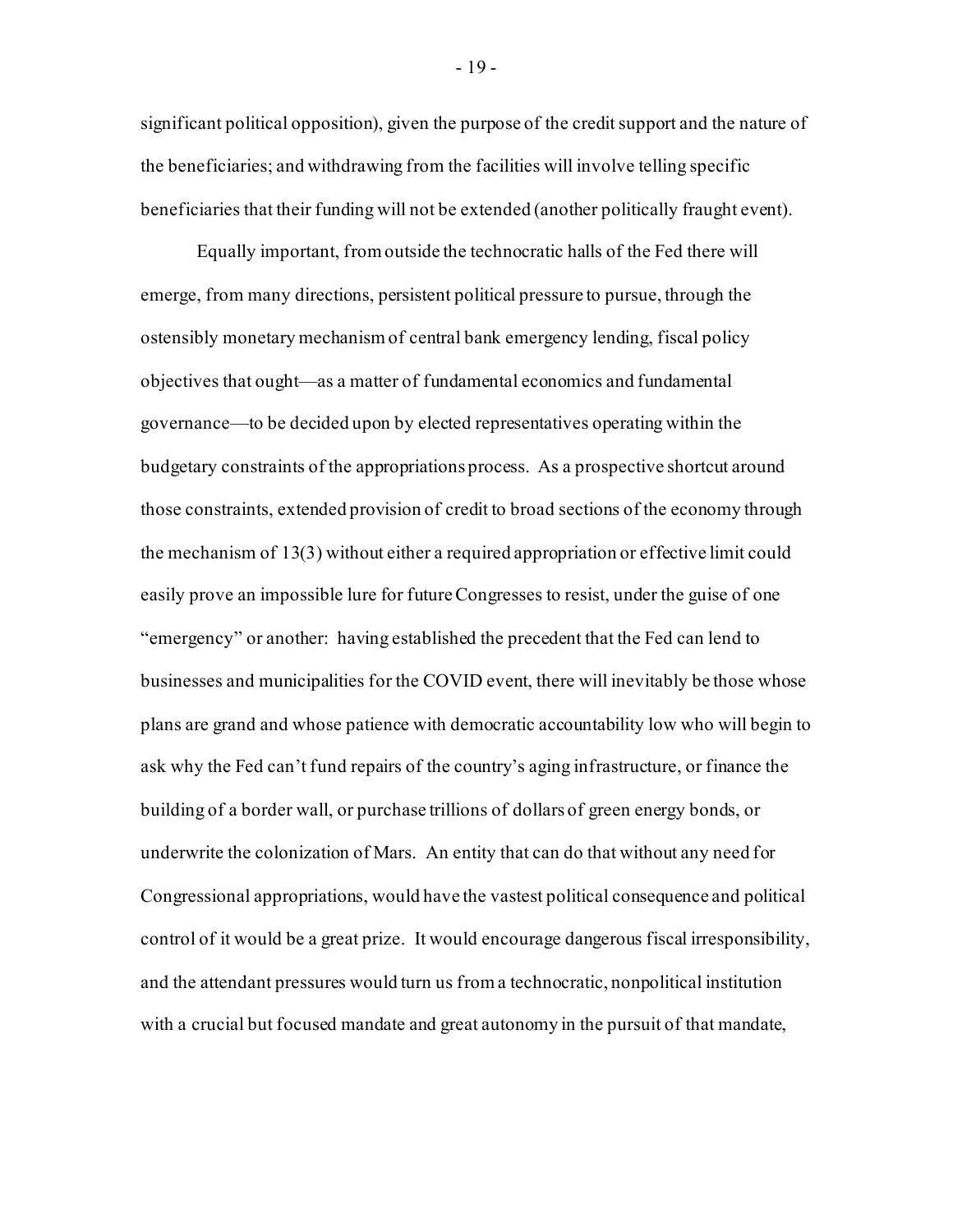significant political opposition), given the purpose of the credit support and the nature of the beneficiaries; and withdrawing from the facilities will involve telling specific beneficiaries that their funding will not be extended (another politically fraught event).

Equally important, from outside the technocratic halls of the Fed there will emerge, from many directions, persistent political pressure to pursue, through the ostensibly monetary mechanism of central bank emergency lending, fiscal policy objectives that ought—as a matter of fundamental economics and fundamental governance—to be decided upon by elected representatives operating within the budgetary constraints of the appropriations process. As a prospective shortcut around those constraints, extended provision of credit to broad sections of the economy through the mechanism of 13(3) without either a required appropriation or effective limit could easily prove an impossible lure for future Congresses to resist, under the guise of one "emergency" or another: having established the precedent that the Fed can lend to businesses and municipalities for the COVID event, there will inevitably be those whose plans are grand and whose patience with democratic accountability low who will begin to ask why the Fed can't fund repairs of the country's aging infrastructure, or finance the building of a border wall, or purchase trillions of dollars of green energy bonds, or underwrite the colonization of Mars. An entity that can do that without any need for Congressional appropriations, would have the vastest political consequence and political control of it would be a great prize. It would encourage dangerous fiscal irresponsibility, and the attendant pressures would turn us from a technocratic, nonpolitical institution with a crucial but focused mandate and great autonomy in the pursuit of that mandate,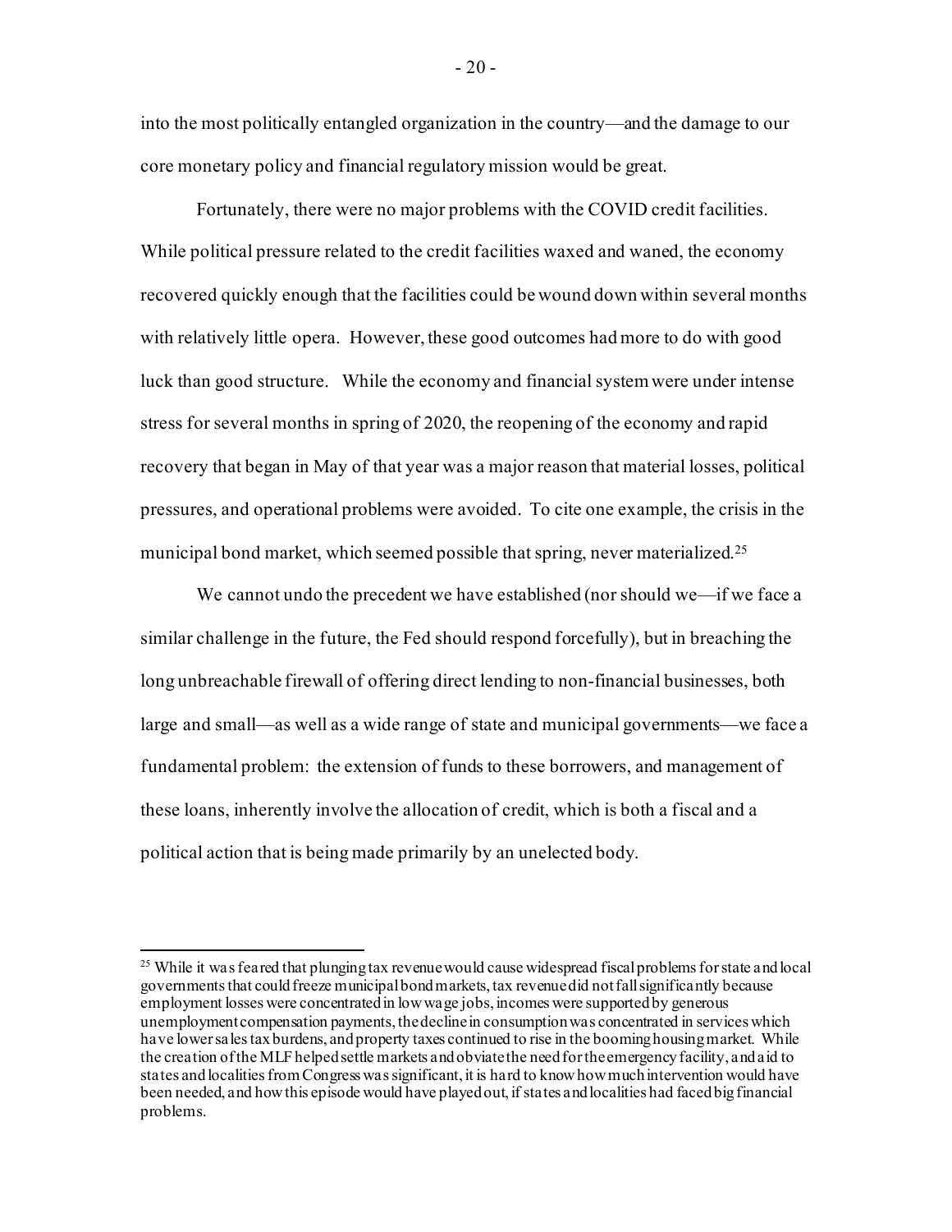into the most politically entangled organization in the country—and the damage to our core monetary policy and financial regulatory mission would be great.

Fortunately, there were no major problems with the COVID credit facilities. While political pressure related to the credit facilities waxed and waned, the economy recovered quickly enough that the facilities could be wound down within several months with relatively little opera. However, these good outcomes had more to do with good luck than good structure. While the economy and financial system were under intense stress for several months in spring of 2020, the reopening of the economy and rapid recovery that began in May of that year was a major reason that material losses, political pressures, and operational problems were avoided. To cite one example, the crisis in the municipal bond market, which seemed possible that spring, never materialized.[25]

We cannot undo the precedent we have established (nor should we—if we face a similar challenge in the future, the Fed should respond forcefully), but in breaching the long unbreachable firewall of offering direct lending to non-financial businesses, both large and small—as well as a wide range of state and municipal governments—we face a fundamental problem: the extension of funds to these borrowers, and management of these loans, inherently involve the allocation of credit, which is both a fiscal and a political action that is being made primarily by an unelected body.

---

[25] While it was feared that plunging tax revenue would cause widespread fiscal problems for state and local governments that could freeze municipal bond markets, tax revenue did not fall significantly because employment losses were concentrated in low wage jobs, incomes were supported by generous unemployment compensation payments, the decline in consumption was concentrated in services which have lower sales tax burdens, and property taxes continued to rise in the booming housing market. While the creation of the MLF helped settle markets and obviate the need for the emergency facility, and aid to states and localities from Congress was significant, it is hard to know how much intervention would have been needed, and how this episode would have played out, if states and localities had faced big financial problems.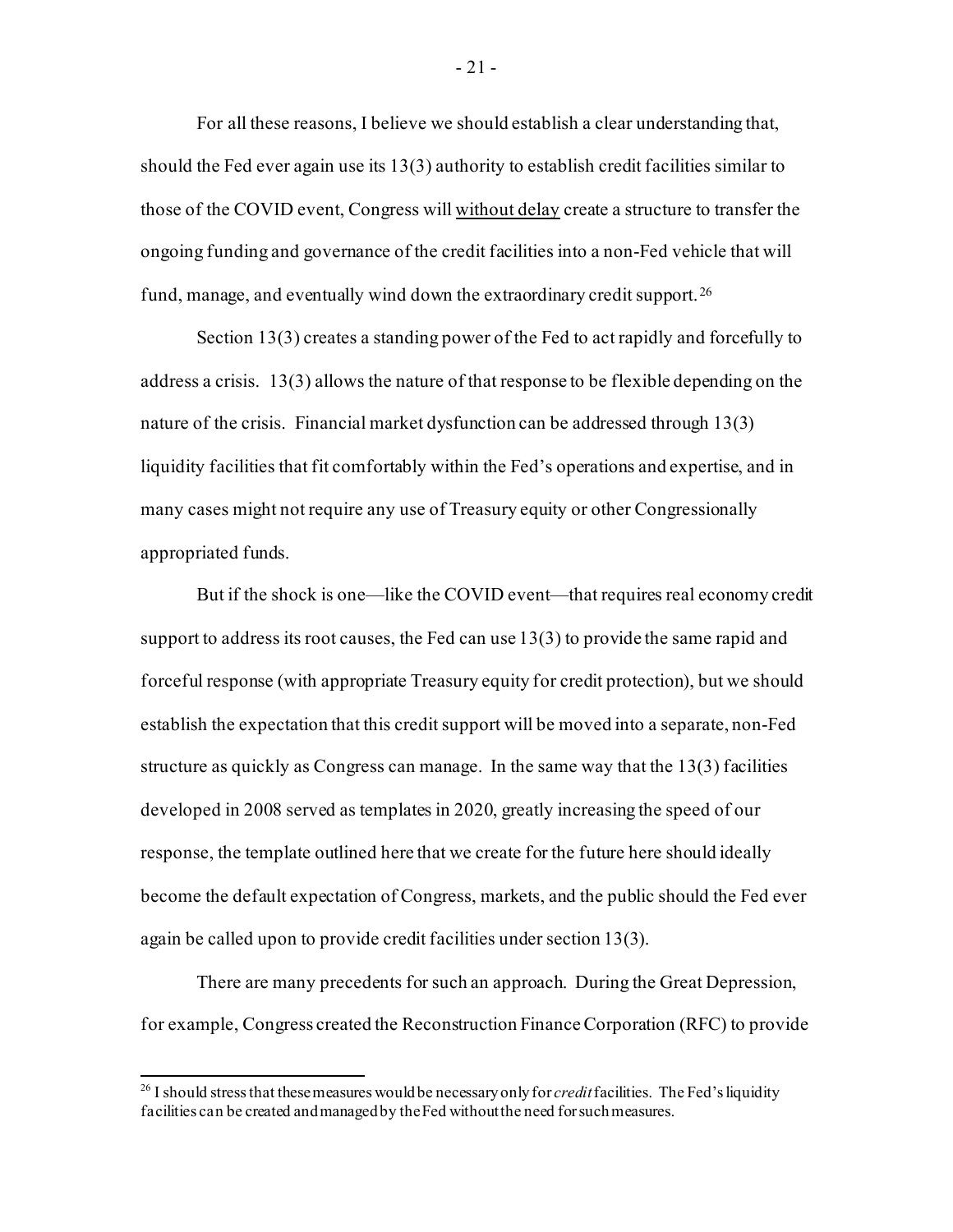For all these reasons, I believe we should establish a clear understanding that, should the Fed ever again use its 13(3) authority to establish credit facilities similar to those of the COVID event, Congress will <u>without delay</u> create a structure to transfer the ongoing funding and governance of the credit facilities into a non-Fed vehicle that will fund, manage, and eventually wind down the extraordinary credit support.[26]

Section 13(3) creates a standing power of the Fed to act rapidly and forcefully to address a crisis. 13(3) allows the nature of that response to be flexible depending on the nature of the crisis. Financial market dysfunction can be addressed through 13(3) liquidity facilities that fit comfortably within the Fed's operations and expertise, and in many cases might not require any use of Treasury equity or other Congressionally appropriated funds.

But if the shock is one—like the COVID event—that requires real economy credit support to address its root causes, the Fed can use 13(3) to provide the same rapid and forceful response (with appropriate Treasury equity for credit protection), but we should establish the expectation that this credit support will be moved into a separate, non-Fed structure as quickly as Congress can manage. In the same way that the 13(3) facilities developed in 2008 served as templates in 2020, greatly increasing the speed of our response, the template outlined here that we create for the future here should ideally become the default expectation of Congress, markets, and the public should the Fed ever again be called upon to provide credit facilities under section 13(3).

There are many precedents for such an approach. During the Great Depression, for example, Congress created the Reconstruction Finance Corporation (RFC) to provide

---

[26] I should stress that these measures would be necessary only for *credit* facilities. The Fed's liquidity facilities can be created and managed by the Fed without the need for such measures.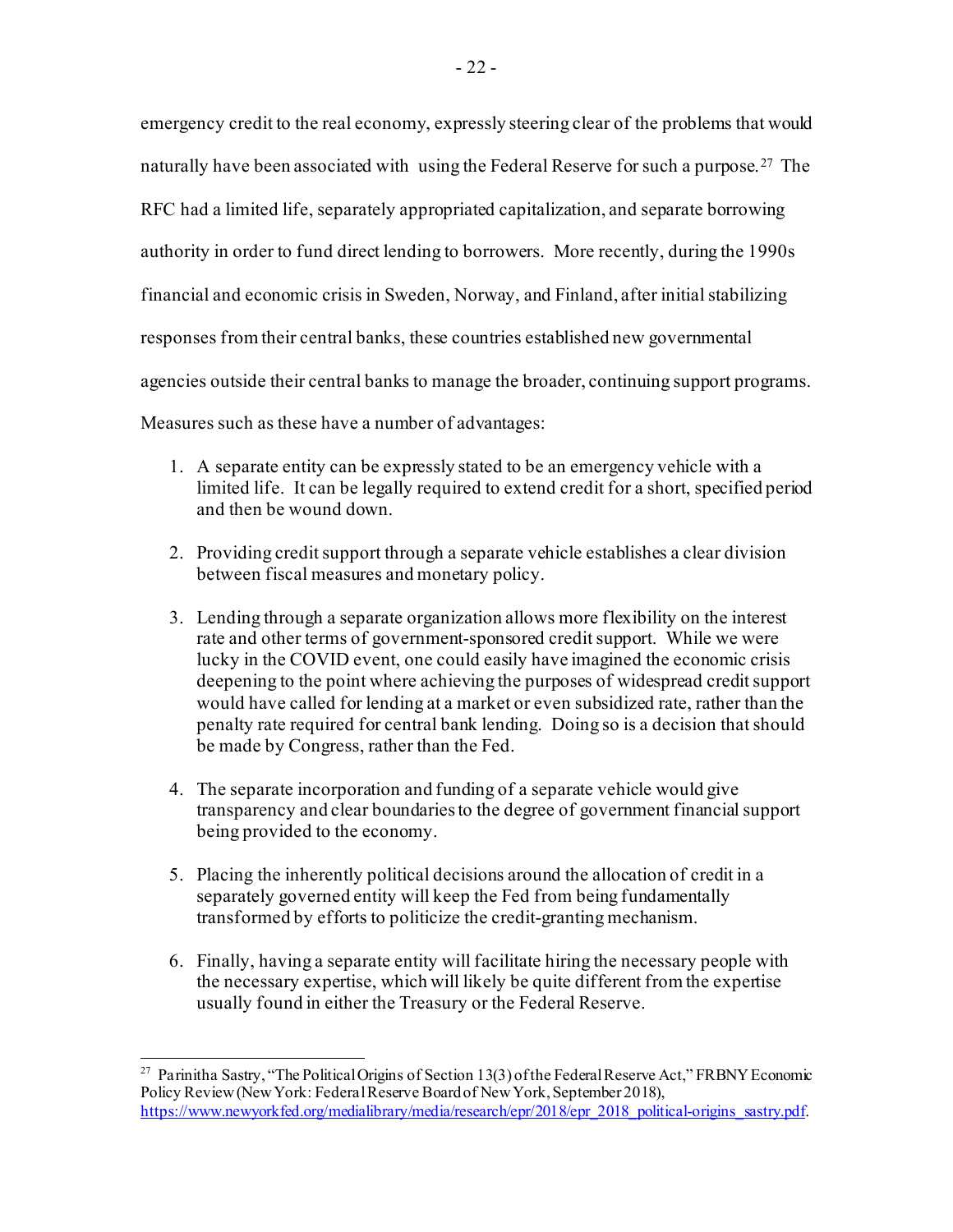emergency credit to the real economy, expressly steering clear of the problems that would naturally have been associated with using the Federal Reserve for such a purpose.[27] The RFC had a limited life, separately appropriated capitalization, and separate borrowing authority in order to fund direct lending to borrowers. More recently, during the 1990s financial and economic crisis in Sweden, Norway, and Finland, after initial stabilizing responses from their central banks, these countries established new governmental agencies outside their central banks to manage the broader, continuing support programs. Measures such as these have a number of advantages:

1. A separate entity can be expressly stated to be an emergency vehicle with a limited life. It can be legally required to extend credit for a short, specified period and then be wound down.

2. Providing credit support through a separate vehicle establishes a clear division between fiscal measures and monetary policy.

3. Lending through a separate organization allows more flexibility on the interest rate and other terms of government-sponsored credit support. While we were lucky in the COVID event, one could easily have imagined the economic crisis deepening to the point where achieving the purposes of widespread credit support would have called for lending at a market or even subsidized rate, rather than the penalty rate required for central bank lending. Doing so is a decision that should be made by Congress, rather than the Fed.

4. The separate incorporation and funding of a separate vehicle would give transparency and clear boundaries to the degree of government financial support being provided to the economy.

5. Placing the inherently political decisions around the allocation of credit in a separately governed entity will keep the Fed from being fundamentally transformed by efforts to politicize the credit-granting mechanism.

6. Finally, having a separate entity will facilitate hiring the necessary people with the necessary expertise, which will likely be quite different from the expertise usually found in either the Treasury or the Federal Reserve.

---

[27] Parinitha Sastry, "The Political Origins of Section 13(3) of the Federal Reserve Act," FRBNY Economic Policy Review (New York: Federal Reserve Board of New York, September 2018), https://www.newyorkfed.org/medialibrary/media/research/epr/2018/epr_2018_political-origins_sastry.pdf.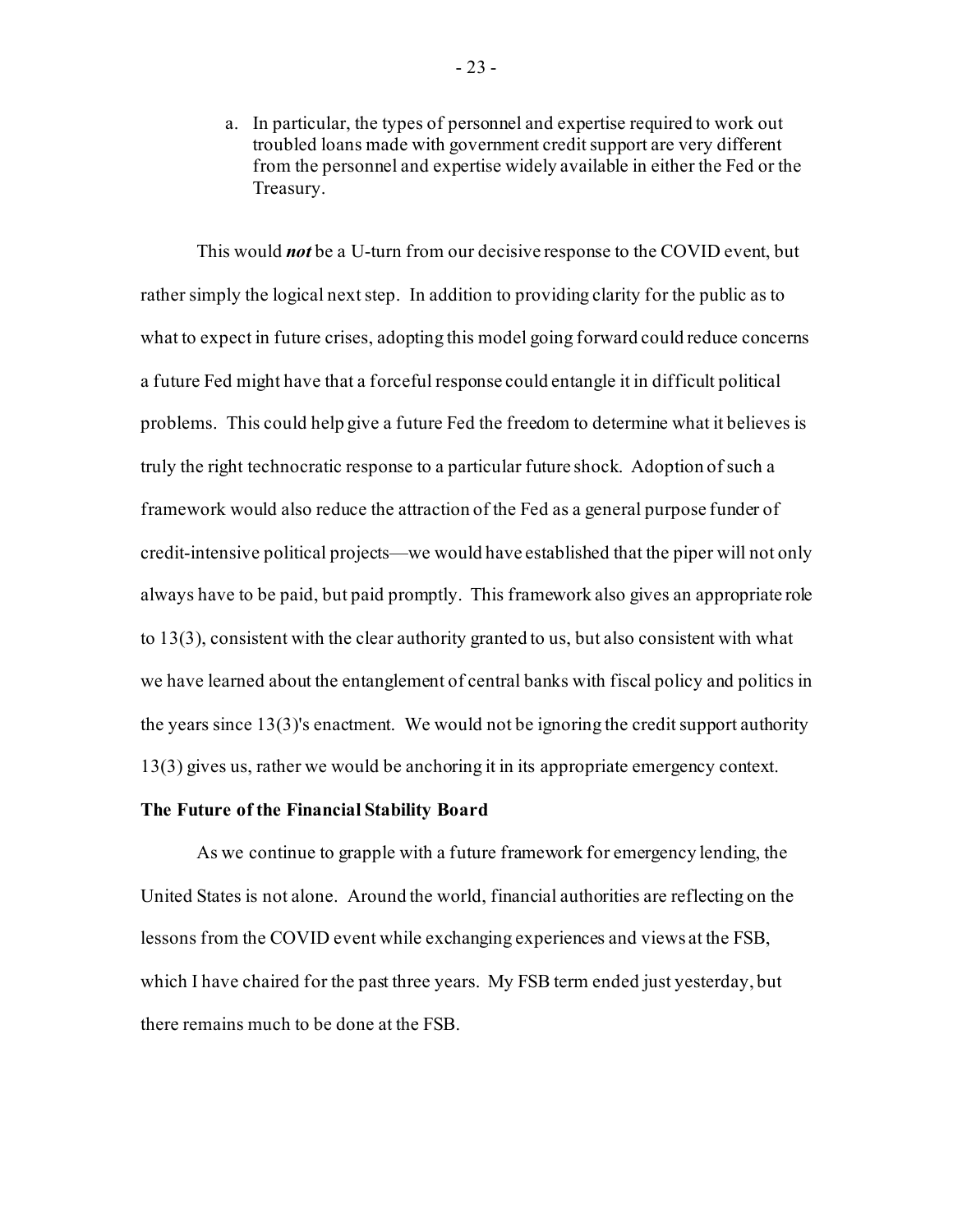a. In particular, the types of personnel and expertise required to work out troubled loans made with government credit support are very different from the personnel and expertise widely available in either the Fed or the Treasury.

This would ***not*** be a U-turn from our decisive response to the COVID event, but rather simply the logical next step. In addition to providing clarity for the public as to what to expect in future crises, adopting this model going forward could reduce concerns a future Fed might have that a forceful response could entangle it in difficult political problems. This could help give a future Fed the freedom to determine what it believes is truly the right technocratic response to a particular future shock. Adoption of such a framework would also reduce the attraction of the Fed as a general purpose funder of credit-intensive political projects—we would have established that the piper will not only always have to be paid, but paid promptly. This framework also gives an appropriate role to 13(3), consistent with the clear authority granted to us, but also consistent with what we have learned about the entanglement of central banks with fiscal policy and politics in the years since 13(3)'s enactment. We would not be ignoring the credit support authority 13(3) gives us, rather we would be anchoring it in its appropriate emergency context.

**The Future of the Financial Stability Board**

As we continue to grapple with a future framework for emergency lending, the United States is not alone. Around the world, financial authorities are reflecting on the lessons from the COVID event while exchanging experiences and views at the FSB, which I have chaired for the past three years. My FSB term ended just yesterday, but there remains much to be done at the FSB.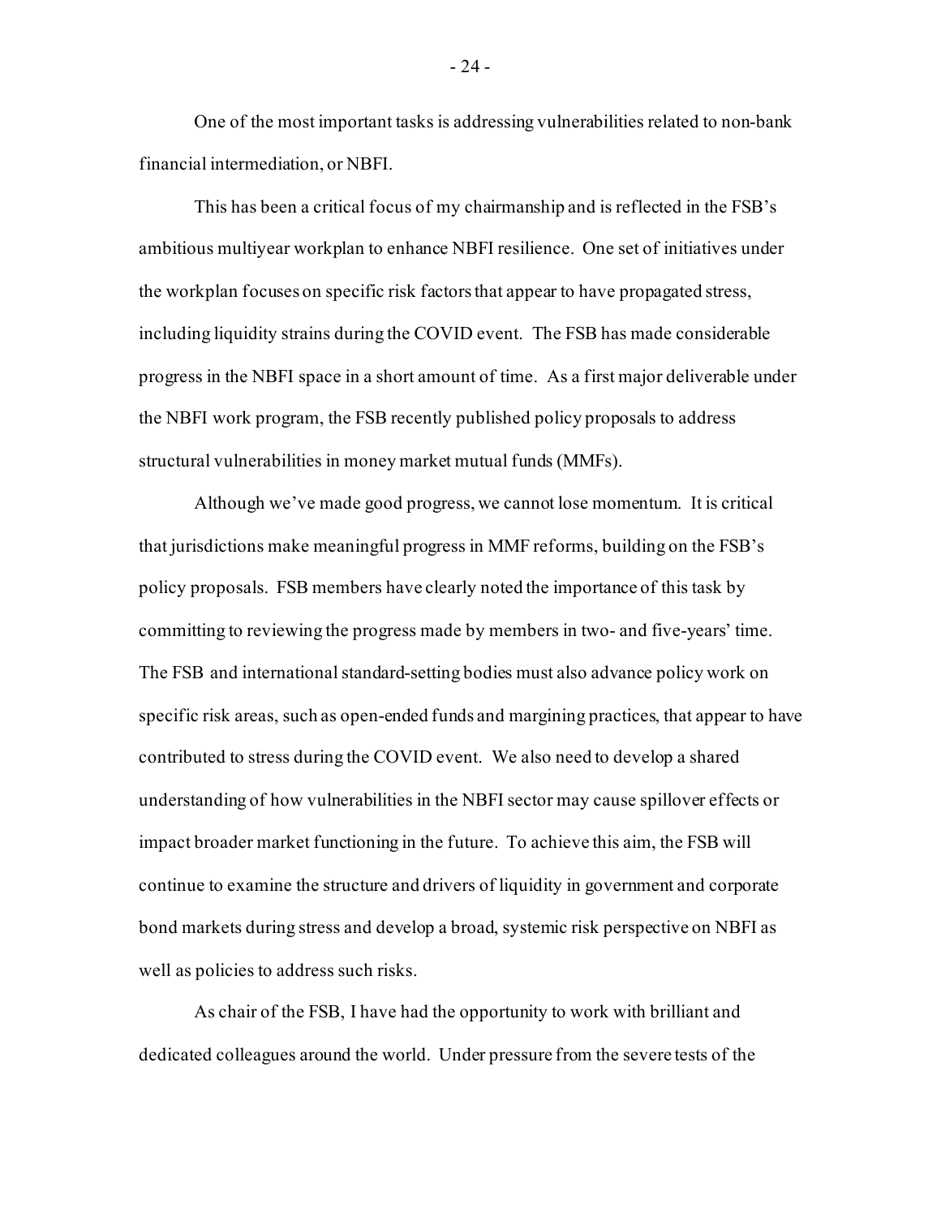One of the most important tasks is addressing vulnerabilities related to non-bank financial intermediation, or NBFI.

This has been a critical focus of my chairmanship and is reflected in the FSB's ambitious multiyear workplan to enhance NBFI resilience. One set of initiatives under the workplan focuses on specific risk factors that appear to have propagated stress, including liquidity strains during the COVID event. The FSB has made considerable progress in the NBFI space in a short amount of time. As a first major deliverable under the NBFI work program, the FSB recently published policy proposals to address structural vulnerabilities in money market mutual funds (MMFs).

Although we've made good progress, we cannot lose momentum. It is critical that jurisdictions make meaningful progress in MMF reforms, building on the FSB's policy proposals. FSB members have clearly noted the importance of this task by committing to reviewing the progress made by members in two- and five-years' time. The FSB and international standard-setting bodies must also advance policy work on specific risk areas, such as open-ended funds and margining practices, that appear to have contributed to stress during the COVID event. We also need to develop a shared understanding of how vulnerabilities in the NBFI sector may cause spillover effects or impact broader market functioning in the future. To achieve this aim, the FSB will continue to examine the structure and drivers of liquidity in government and corporate bond markets during stress and develop a broad, systemic risk perspective on NBFI as well as policies to address such risks.

As chair of the FSB, I have had the opportunity to work with brilliant and dedicated colleagues around the world. Under pressure from the severe tests of the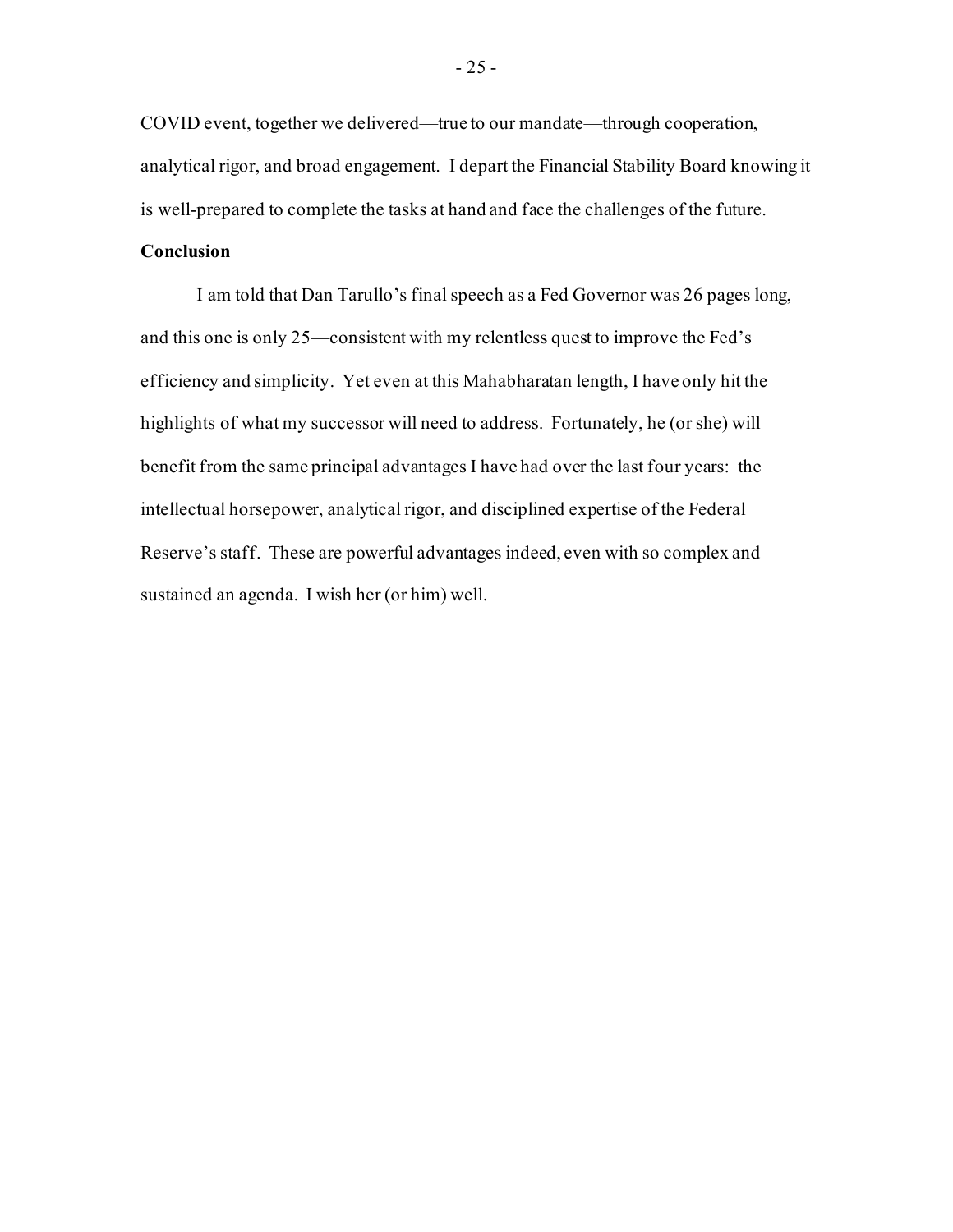COVID event, together we delivered—true to our mandate—through cooperation, analytical rigor, and broad engagement. I depart the Financial Stability Board knowing it is well-prepared to complete the tasks at hand and face the challenges of the future.

**Conclusion**

I am told that Dan Tarullo's final speech as a Fed Governor was 26 pages long, and this one is only 25—consistent with my relentless quest to improve the Fed's efficiency and simplicity. Yet even at this Mahabharatan length, I have only hit the highlights of what my successor will need to address. Fortunately, he (or she) will benefit from the same principal advantages I have had over the last four years: the intellectual horsepower, analytical rigor, and disciplined expertise of the Federal Reserve's staff. These are powerful advantages indeed, even with so complex and sustained an agenda. I wish her (or him) well.